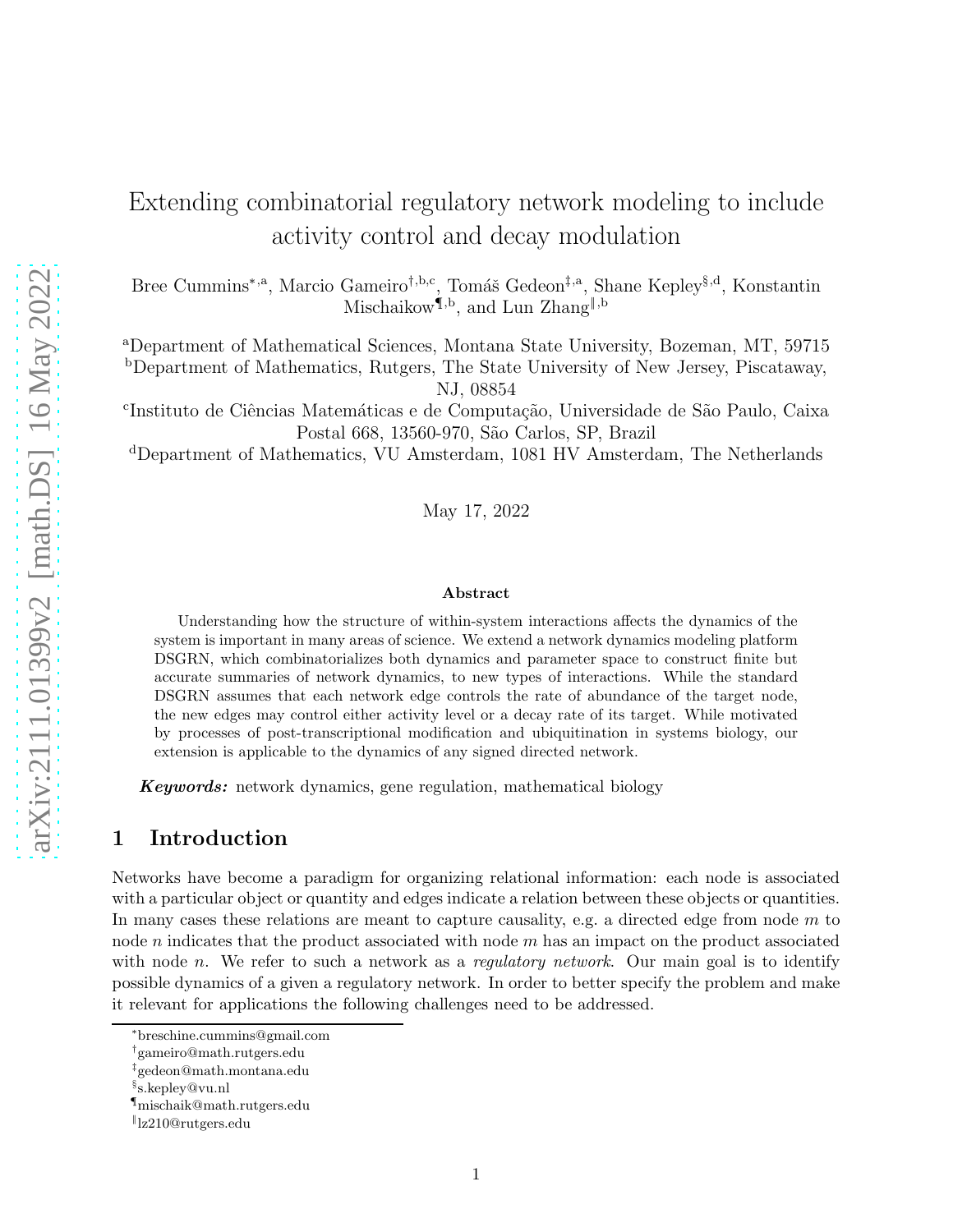# Extending combinatorial regulatory network modeling to include activity control and decay modulation

Bree Cummins[*,a], Marcio Gameiro[†,b,c], Tomáš Gedeon[‡,a], Shane Kepley[§,d], Konstantin Mischaikow[¶,b], and Lun Zhang[‖,b]

[a]Department of Mathematical Sciences, Montana State University, Bozeman, MT, 59715
[b]Department of Mathematics, Rutgers, The State University of New Jersey, Piscataway, NJ, 08854
[c]Instituto de Ciências Matemáticas e de Computação, Universidade de São Paulo, Caixa Postal 668, 13560-970, São Carlos, SP, Brazil
[d]Department of Mathematics, VU Amsterdam, 1081 HV Amsterdam, The Netherlands

May 17, 2022

### Abstract

Understanding how the structure of within-system interactions affects the dynamics of the system is important in many areas of science. We extend a network dynamics modeling platform DSGRN, which combinatorializes both dynamics and parameter space to construct finite but accurate summaries of network dynamics, to new types of interactions. While the standard DSGRN assumes that each network edge controls the rate of abundance of the target node, the new edges may control either activity level or a decay rate of its target. While motivated by processes of post-transcriptional modification and ubiquitination in systems biology, our extension is applicable to the dynamics of any signed directed network.

***Keywords:*** network dynamics, gene regulation, mathematical biology

## 1 Introduction

Networks have become a paradigm for organizing relational information: each node is associated with a particular object or quantity and edges indicate a relation between these objects or quantities. In many cases these relations are meant to capture causality, e.g. a directed edge from node $m$ to node $n$ indicates that the product associated with node $m$ has an impact on the product associated with node $n$. We refer to such a network as a *regulatory network*. Our main goal is to identify possible dynamics of a given a regulatory network. In order to better specify the problem and make it relevant for applications the following challenges need to be addressed.

---

[*]breschine.cummins@gmail.com
[†]gameiro@math.rutgers.edu
[‡]gedeon@math.montana.edu
[§]s.kepley@vu.nl
[¶]mischaik@math.rutgers.edu
[‖]lz210@rutgers.edu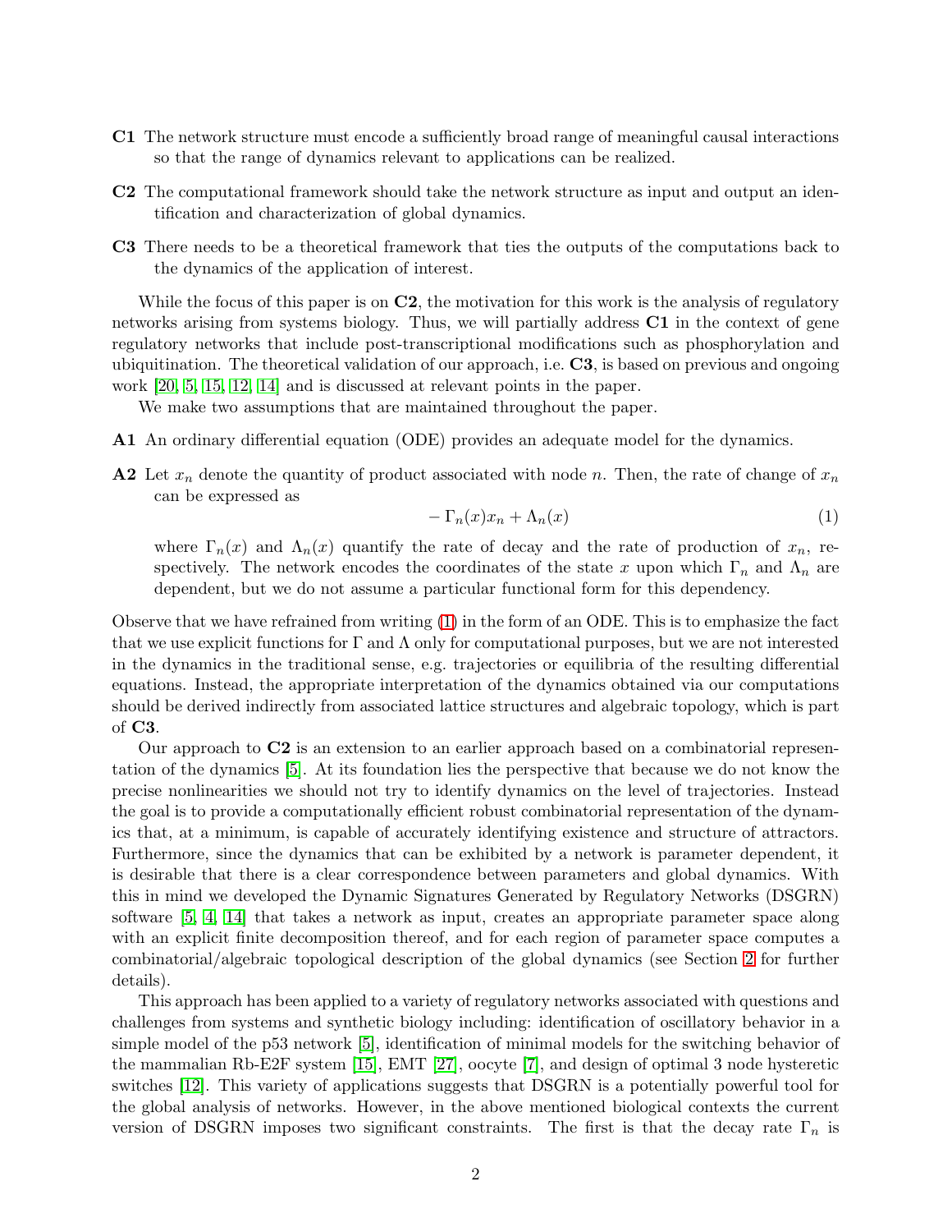**C1** The network structure must encode a sufficiently broad range of meaningful causal interactions so that the range of dynamics relevant to applications can be realized.

**C2** The computational framework should take the network structure as input and output an identification and characterization of global dynamics.

**C3** There needs to be a theoretical framework that ties the outputs of the computations back to the dynamics of the application of interest.

While the focus of this paper is on **C2**, the motivation for this work is the analysis of regulatory networks arising from systems biology. Thus, we will partially address **C1** in the context of gene regulatory networks that include post-transcriptional modifications such as phosphorylation and ubiquitination. The theoretical validation of our approach, i.e. **C3**, is based on previous and ongoing work [20, 5, 15, 12, 14] and is discussed at relevant points in the paper.

We make two assumptions that are maintained throughout the paper.

**A1** An ordinary differential equation (ODE) provides an adequate model for the dynamics.

**A2** Let $x_n$ denote the quantity of product associated with node $n$. Then, the rate of change of $x_n$ can be expressed as

$$-\Gamma_n(x)x_n + \Lambda_n(x) \tag{1}$$

where $\Gamma_n(x)$ and $\Lambda_n(x)$ quantify the rate of decay and the rate of production of $x_n$, respectively. The network encodes the coordinates of the state $x$ upon which $\Gamma_n$ and $\Lambda_n$ are dependent, but we do not assume a particular functional form for this dependency.

Observe that we have refrained from writing (1) in the form of an ODE. This is to emphasize the fact that we use explicit functions for $\Gamma$ and $\Lambda$ only for computational purposes, but we are not interested in the dynamics in the traditional sense, e.g. trajectories or equilibria of the resulting differential equations. Instead, the appropriate interpretation of the dynamics obtained via our computations should be derived indirectly from associated lattice structures and algebraic topology, which is part of **C3**.

Our approach to **C2** is an extension to an earlier approach based on a combinatorial representation of the dynamics [5]. At its foundation lies the perspective that because we do not know the precise nonlinearities we should not try to identify dynamics on the level of trajectories. Instead the goal is to provide a computationally efficient robust combinatorial representation of the dynamics that, at a minimum, is capable of accurately identifying existence and structure of attractors. Furthermore, since the dynamics that can be exhibited by a network is parameter dependent, it is desirable that there is a clear correspondence between parameters and global dynamics. With this in mind we developed the Dynamic Signatures Generated by Regulatory Networks (DSGRN) software [5, 4, 14] that takes a network as input, creates an appropriate parameter space along with an explicit finite decomposition thereof, and for each region of parameter space computes a combinatorial/algebraic topological description of the global dynamics (see Section 2 for further details).

This approach has been applied to a variety of regulatory networks associated with questions and challenges from systems and synthetic biology including: identification of oscillatory behavior in a simple model of the p53 network [5], identification of minimal models for the switching behavior of the mammalian Rb-E2F system [15], EMT [27], oocyte [7], and design of optimal 3 node hysteretic switches [12]. This variety of applications suggests that DSGRN is a potentially powerful tool for the global analysis of networks. However, in the above mentioned biological contexts the current version of DSGRN imposes two significant constraints. The first is that the decay rate $\Gamma_n$ is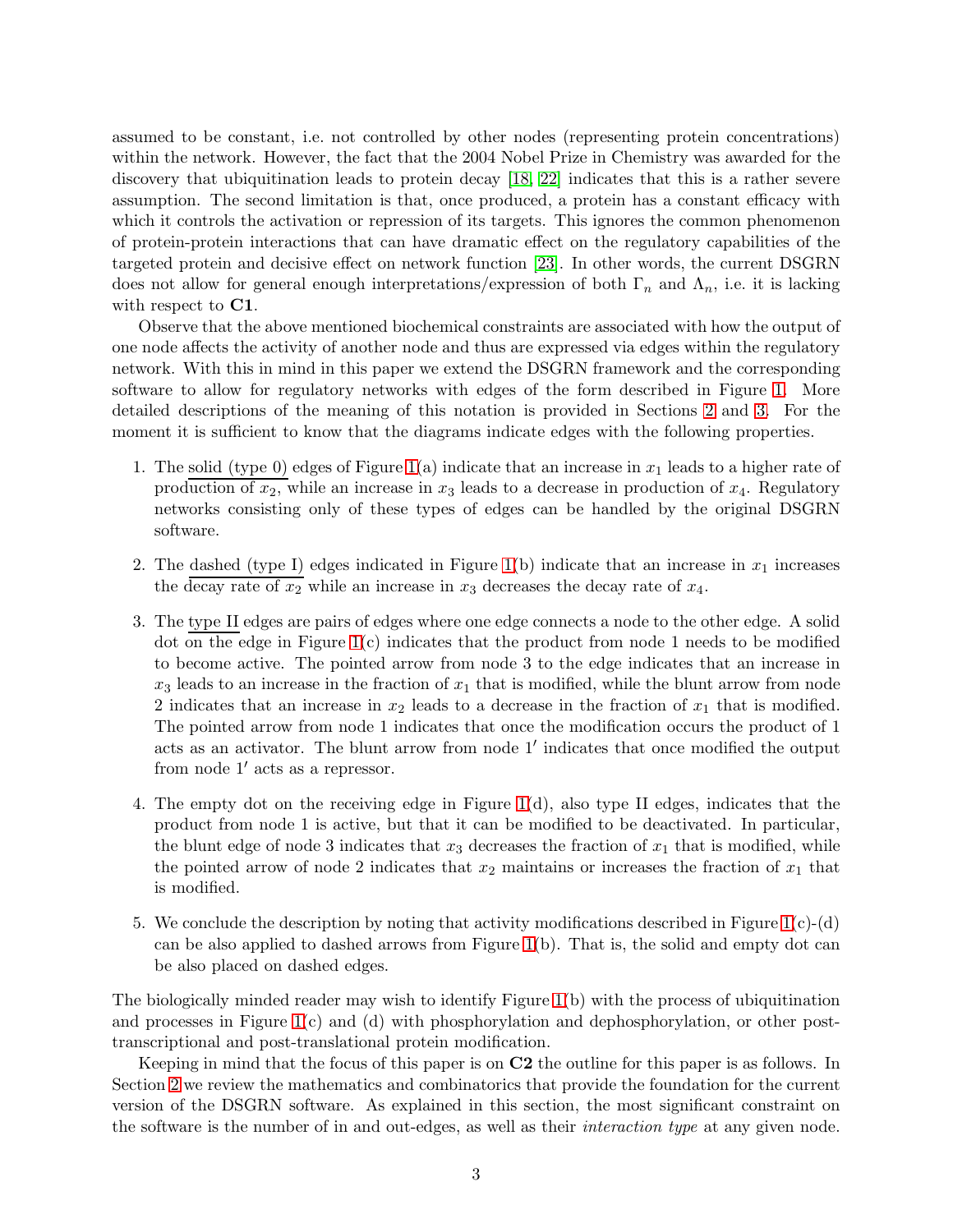assumed to be constant, i.e. not controlled by other nodes (representing protein concentrations) within the network. However, the fact that the 2004 Nobel Prize in Chemistry was awarded for the discovery that ubiquitination leads to protein decay [18, 22] indicates that this is a rather severe assumption. The second limitation is that, once produced, a protein has a constant efficacy with which it controls the activation or repression of its targets. This ignores the common phenomenon of protein-protein interactions that can have dramatic effect on the regulatory capabilities of the targeted protein and decisive effect on network function [23]. In other words, the current DSGRN does not allow for general enough interpretations/expression of both $\Gamma_n$ and $\Lambda_n$, i.e. it is lacking with respect to **C1**.

Observe that the above mentioned biochemical constraints are associated with how the output of one node affects the activity of another node and thus are expressed via edges within the regulatory network. With this in mind in this paper we extend the DSGRN framework and the corresponding software to allow for regulatory networks with edges of the form described in Figure 1. More detailed descriptions of the meaning of this notation is provided in Sections 2 and 3. For the moment it is sufficient to know that the diagrams indicate edges with the following properties.

1. The solid (type 0) edges of Figure 1(a) indicate that an increase in $x_1$ leads to a higher rate of production of $x_2$, while an increase in $x_3$ leads to a decrease in production of $x_4$. Regulatory networks consisting only of these types of edges can be handled by the original DSGRN software.
2. The dashed (type I) edges indicated in Figure 1(b) indicate that an increase in $x_1$ increases the decay rate of $x_2$ while an increase in $x_3$ decreases the decay rate of $x_4$.
3. The type II edges are pairs of edges where one edge connects a node to the other edge. A solid dot on the edge in Figure 1(c) indicates that the product from node 1 needs to be modified to become active. The pointed arrow from node 3 to the edge indicates that an increase in $x_3$ leads to an increase in the fraction of $x_1$ that is modified, while the blunt arrow from node 2 indicates that an increase in $x_2$ leads to a decrease in the fraction of $x_1$ that is modified. The pointed arrow from node 1 indicates that once the modification occurs the product of 1 acts as an activator. The blunt arrow from node $1'$ indicates that once modified the output from node $1'$ acts as a repressor.
4. The empty dot on the receiving edge in Figure 1(d), also type II edges, indicates that the product from node 1 is active, but that it can be modified to be deactivated. In particular, the blunt edge of node 3 indicates that $x_3$ decreases the fraction of $x_1$ that is modified, while the pointed arrow of node 2 indicates that $x_2$ maintains or increases the fraction of $x_1$ that is modified.
5. We conclude the description by noting that activity modifications described in Figure 1(c)-(d) can be also applied to dashed arrows from Figure 1(b). That is, the solid and empty dot can be also placed on dashed edges.

The biologically minded reader may wish to identify Figure 1(b) with the process of ubiquitination and processes in Figure 1(c) and (d) with phosphorylation and dephosphorylation, or other post-transcriptional and post-translational protein modification.

Keeping in mind that the focus of this paper is on **C2** the outline for this paper is as follows. In Section 2 we review the mathematics and combinatorics that provide the foundation for the current version of the DSGRN software. As explained in this section, the most significant constraint on the software is the number of in and out-edges, as well as their *interaction type* at any given node.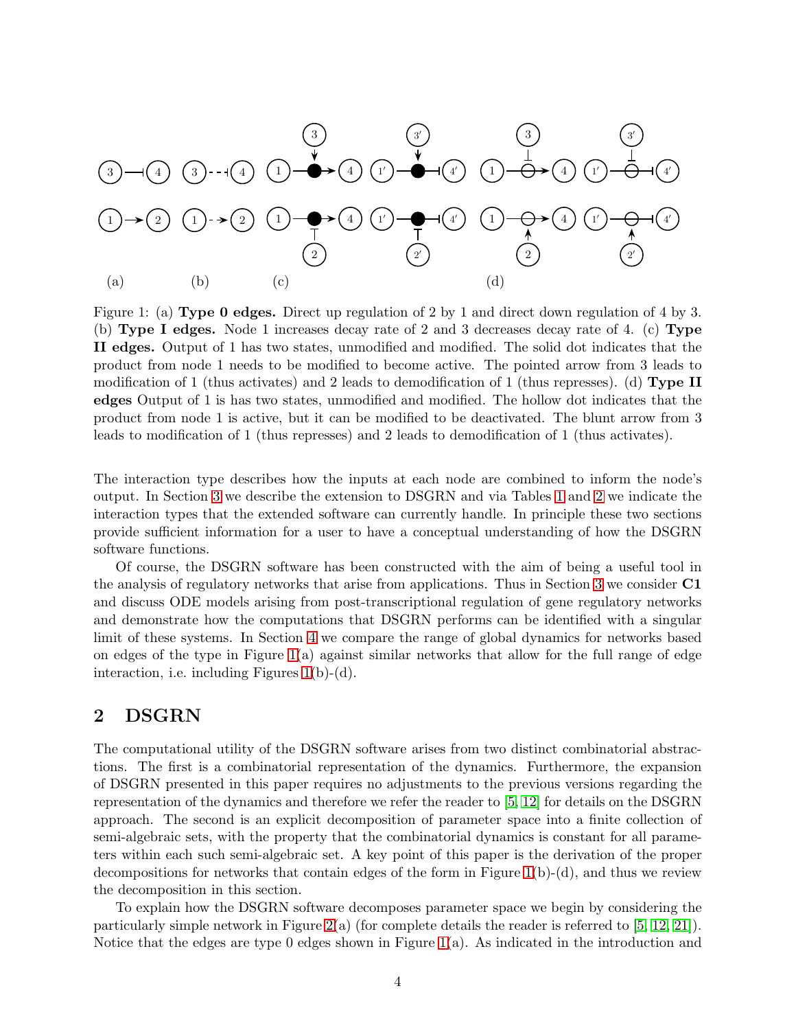Figure 1: (a) **Type 0 edges.** Direct up regulation of 2 by 1 and direct down regulation of 4 by 3. (b) **Type I edges.** Node 1 increases decay rate of 2 and 3 decreases decay rate of 4. (c) **Type II edges.** Output of 1 has two states, unmodified and modified. The solid dot indicates that the product from node 1 needs to be modified to become active. The pointed arrow from 3 leads to modification of 1 (thus activates) and 2 leads to demodification of 1 (thus represses). (d) **Type II edges** Output of 1 is has two states, unmodified and modified. The hollow dot indicates that the product from node 1 is active, but it can be modified to be deactivated. The blunt arrow from 3 leads to modification of 1 (thus represses) and 2 leads to demodification of 1 (thus activates).

The interaction type describes how the inputs at each node are combined to inform the node's output. In Section 3 we describe the extension to DSGRN and via Tables 1 and 2 we indicate the interaction types that the extended software can currently handle. In principle these two sections provide sufficient information for a user to have a conceptual understanding of how the DSGRN software functions.

Of course, the DSGRN software has been constructed with the aim of being a useful tool in the analysis of regulatory networks that arise from applications. Thus in Section 3 we consider **C1** and discuss ODE models arising from post-transcriptional regulation of gene regulatory networks and demonstrate how the computations that DSGRN performs can be identified with a singular limit of these systems. In Section 4 we compare the range of global dynamics for networks based on edges of the type in Figure 1(a) against similar networks that allow for the full range of edge interaction, i.e. including Figures 1(b)-(d).

## 2 DSGRN

The computational utility of the DSGRN software arises from two distinct combinatorial abstractions. The first is a combinatorial representation of the dynamics. Furthermore, the expansion of DSGRN presented in this paper requires no adjustments to the previous versions regarding the representation of the dynamics and therefore we refer the reader to [5, 12] for details on the DSGRN approach. The second is an explicit decomposition of parameter space into a finite collection of semi-algebraic sets, with the property that the combinatorial dynamics is constant for all parameters within each such semi-algebraic set. A key point of this paper is the derivation of the proper decompositions for networks that contain edges of the form in Figure 1(b)-(d), and thus we review the decomposition in this section.

To explain how the DSGRN software decomposes parameter space we begin by considering the particularly simple network in Figure 2(a) (for complete details the reader is referred to [5, 12, 21]). Notice that the edges are type 0 edges shown in Figure 1(a). As indicated in the introduction and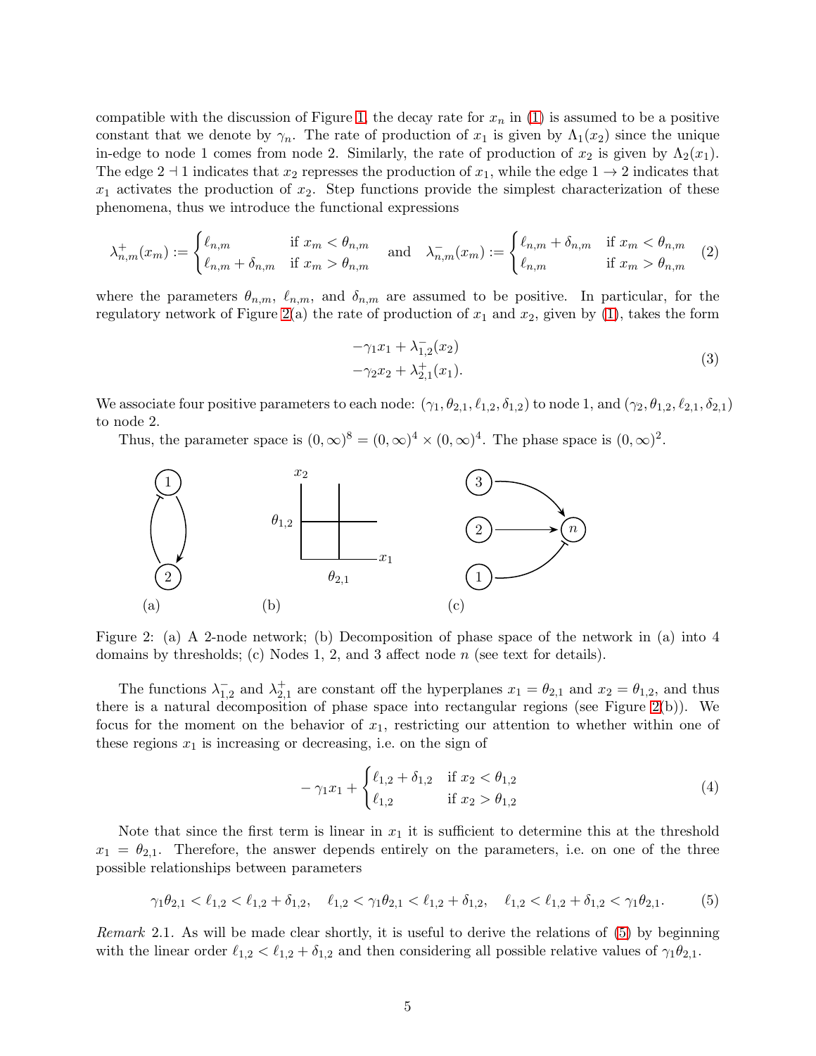compatible with the discussion of Figure 1, the decay rate for $x_n$ in (1) is assumed to be a positive constant that we denote by $\gamma_n$. The rate of production of $x_1$ is given by $\Lambda_1(x_2)$ since the unique in-edge to node 1 comes from node 2. Similarly, the rate of production of $x_2$ is given by $\Lambda_2(x_1)$. The edge $2 \dashv 1$ indicates that $x_2$ represses the production of $x_1$, while the edge $1 \to 2$ indicates that $x_1$ activates the production of $x_2$. Step functions provide the simplest characterization of these phenomena, thus we introduce the functional expressions

$$\lambda^+_{n,m}(x_m) := \begin{cases} \ell_{n,m} & \text{if } x_m < \theta_{n,m} \\ \ell_{n,m} + \delta_{n,m} & \text{if } x_m > \theta_{n,m} \end{cases} \quad \text{and} \quad \lambda^-_{n,m}(x_m) := \begin{cases} \ell_{n,m} + \delta_{n,m} & \text{if } x_m < \theta_{n,m} \\ \ell_{n,m} & \text{if } x_m > \theta_{n,m} \end{cases} \tag{2}$$

where the parameters $\theta_{n,m}$, $\ell_{n,m}$, and $\delta_{n,m}$ are assumed to be positive. In particular, for the regulatory network of Figure 2(a) the rate of production of $x_1$ and $x_2$, given by (1), takes the form

$$\begin{aligned} &-\gamma_1 x_1 + \lambda^-_{1,2}(x_2) \\ &-\gamma_2 x_2 + \lambda^+_{2,1}(x_1). \end{aligned} \tag{3}$$

We associate four positive parameters to each node: $(\gamma_1, \theta_{2,1}, \ell_{1,2}, \delta_{1,2})$ to node 1, and $(\gamma_2, \theta_{1,2}, \ell_{2,1}, \delta_{2,1})$ to node 2.

Thus, the parameter space is $(0,\infty)^8 = (0,\infty)^4 \times (0,\infty)^4$. The phase space is $(0,\infty)^2$.

Figure 2: (a) A 2-node network; (b) Decomposition of phase space of the network in (a) into 4 domains by thresholds; (c) Nodes 1, 2, and 3 affect node $n$ (see text for details).

The functions $\lambda^-_{1,2}$ and $\lambda^+_{2,1}$ are constant off the hyperplanes $x_1 = \theta_{2,1}$ and $x_2 = \theta_{1,2}$, and thus there is a natural decomposition of phase space into rectangular regions (see Figure 2(b)). We focus for the moment on the behavior of $x_1$, restricting our attention to whether within one of these regions $x_1$ is increasing or decreasing, i.e. on the sign of

$$-\gamma_1 x_1 + \begin{cases} \ell_{1,2} + \delta_{1,2} & \text{if } x_2 < \theta_{1,2} \\ \ell_{1,2} & \text{if } x_2 > \theta_{1,2} \end{cases} \tag{4}$$

Note that since the first term is linear in $x_1$ it is sufficient to determine this at the threshold $x_1 = \theta_{2,1}$. Therefore, the answer depends entirely on the parameters, i.e. on one of the three possible relationships between parameters

$$\gamma_1\theta_{2,1} < \ell_{1,2} < \ell_{1,2} + \delta_{1,2}, \quad \ell_{1,2} < \gamma_1\theta_{2,1} < \ell_{1,2} + \delta_{1,2}, \quad \ell_{1,2} < \ell_{1,2} + \delta_{1,2} < \gamma_1\theta_{2,1}. \tag{5}$$

*Remark* 2.1. As will be made clear shortly, it is useful to derive the relations of (5) by beginning with the linear order $\ell_{1,2} < \ell_{1,2} + \delta_{1,2}$ and then considering all possible relative values of $\gamma_1\theta_{2,1}$.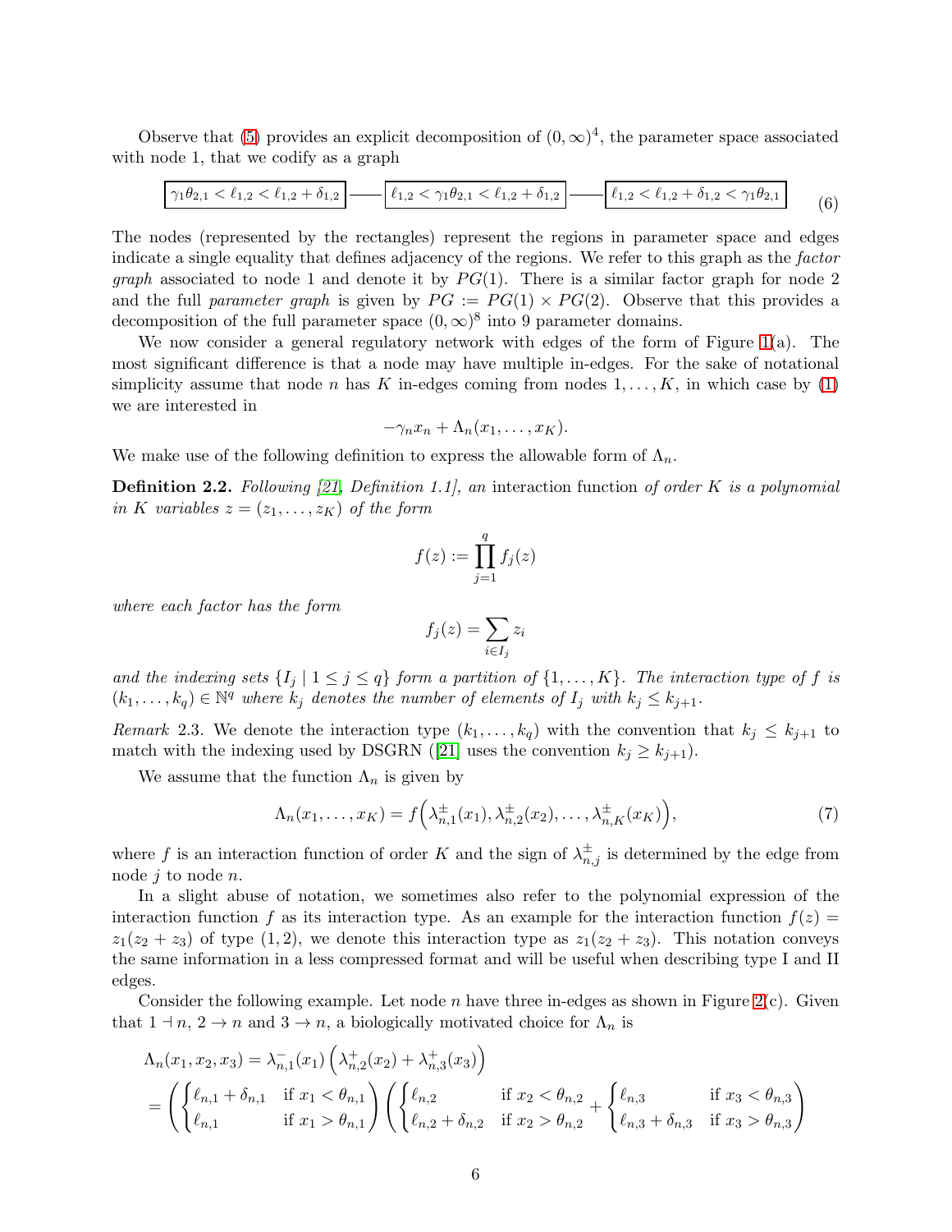Observe that (5) provides an explicit decomposition of $(0,\infty)^4$, the parameter space associated with node 1, that we codify as a graph

$$\boxed{\gamma_1\theta_{2,1} < \ell_{1,2} < \ell_{1,2}+\delta_{1,2}} \;—\; \boxed{\ell_{1,2} < \gamma_1\theta_{2,1} < \ell_{1,2}+\delta_{1,2}} \;—\; \boxed{\ell_{1,2} < \ell_{1,2}+\delta_{1,2} < \gamma_1\theta_{2,1}} \tag{6}$$

The nodes (represented by the rectangles) represent the regions in parameter space and edges indicate a single equality that defines adjacency of the regions. We refer to this graph as the *factor graph* associated to node 1 and denote it by $PG(1)$. There is a similar factor graph for node 2 and the full *parameter graph* is given by $PG := PG(1) \times PG(2)$. Observe that this provides a decomposition of the full parameter space $(0,\infty)^8$ into 9 parameter domains.

We now consider a general regulatory network with edges of the form of Figure 1(a). The most significant difference is that a node may have multiple in-edges. For the sake of notational simplicity assume that node $n$ has $K$ in-edges coming from nodes $1,\ldots,K$, in which case by (1) we are interested in

$$-\gamma_n x_n + \Lambda_n(x_1,\ldots,x_K).$$

We make use of the following definition to express the allowable form of $\Lambda_n$.

**Definition 2.2.** *Following [21, Definition 1.1], an* interaction function *of order $K$ is a polynomial in $K$ variables $z = (z_1,\ldots,z_K)$ of the form*

$$f(z) := \prod_{j=1}^{q} f_j(z)$$

*where each factor has the form*

$$f_j(z) = \sum_{i\in I_j} z_i$$

*and the indexing sets $\{I_j \mid 1 \le j \le q\}$ form a partition of $\{1,\ldots,K\}$. The interaction type of $f$ is $(k_1,\ldots,k_q) \in \mathbb{N}^q$ where $k_j$ denotes the number of elements of $I_j$ with $k_j \le k_{j+1}$.*

*Remark* 2.3. We denote the interaction type $(k_1,\ldots,k_q)$ with the convention that $k_j \le k_{j+1}$ to match with the indexing used by DSGRN ([21] uses the convention $k_j \ge k_{j+1}$).

We assume that the function $\Lambda_n$ is given by

$$\Lambda_n(x_1,\ldots,x_K) = f\Big(\lambda^{\pm}_{n,1}(x_1), \lambda^{\pm}_{n,2}(x_2), \ldots, \lambda^{\pm}_{n,K}(x_K)\Big), \tag{7}$$

where $f$ is an interaction function of order $K$ and the sign of $\lambda^{\pm}_{n,j}$ is determined by the edge from node $j$ to node $n$.

In a slight abuse of notation, we sometimes also refer to the polynomial expression of the interaction function $f$ as its interaction type. As an example for the interaction function $f(z) = z_1(z_2+z_3)$ of type $(1,2)$, we denote this interaction type as $z_1(z_2+z_3)$. This notation conveys the same information in a less compressed format and will be useful when describing type I and II edges.

Consider the following example. Let node $n$ have three in-edges as shown in Figure 2(c). Given that $1 \dashv n$, $2 \to n$ and $3 \to n$, a biologically motivated choice for $\Lambda_n$ is

$$\begin{aligned}
\Lambda_n(x_1,x_2,x_3) &= \lambda^{-}_{n,1}(x_1)\left(\lambda^{+}_{n,2}(x_2) + \lambda^{+}_{n,3}(x_3)\right) \\
&= \left(\begin{cases} \ell_{n,1}+\delta_{n,1} & \text{if } x_1 < \theta_{n,1} \\ \ell_{n,1} & \text{if } x_1 > \theta_{n,1}\end{cases}\right)\left(\begin{cases} \ell_{n,2} & \text{if } x_2 < \theta_{n,2} \\ \ell_{n,2}+\delta_{n,2} & \text{if } x_2 > \theta_{n,2}\end{cases} + \begin{cases} \ell_{n,3} & \text{if } x_3 < \theta_{n,3} \\ \ell_{n,3}+\delta_{n,3} & \text{if } x_3 > \theta_{n,3}\end{cases}\right)
\end{aligned}$$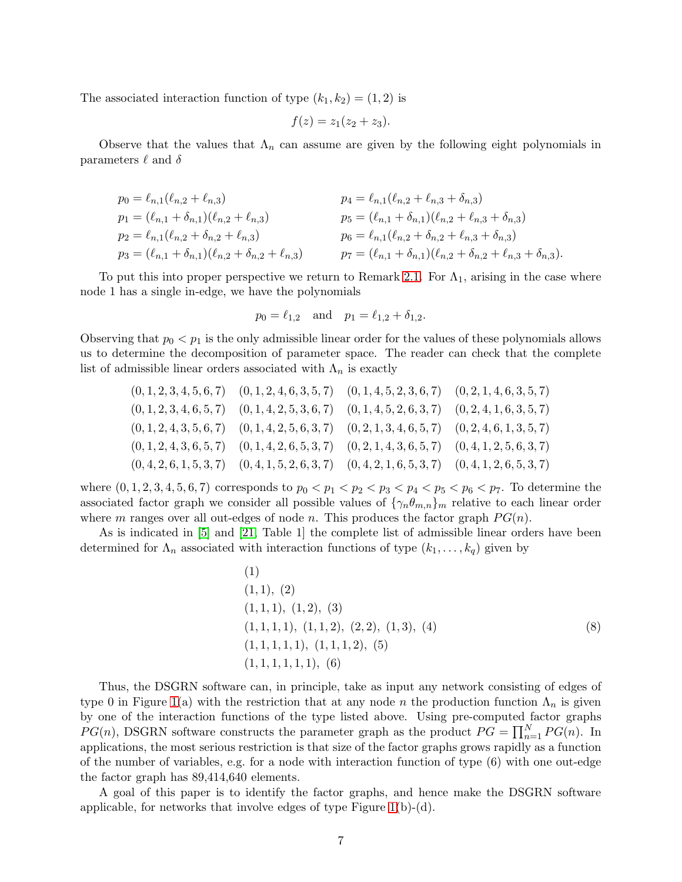The associated interaction function of type $(k_1, k_2) = (1, 2)$ is

$$f(z) = z_1(z_2 + z_3).$$

Observe that the values that $\Lambda_n$ can assume are given by the following eight polynomials in parameters $\ell$ and $\delta$

$$\begin{aligned}
p_0 &= \ell_{n,1}(\ell_{n,2} + \ell_{n,3}) & p_4 &= \ell_{n,1}(\ell_{n,2} + \ell_{n,3} + \delta_{n,3}) \\
p_1 &= (\ell_{n,1} + \delta_{n,1})(\ell_{n,2} + \ell_{n,3}) & p_5 &= (\ell_{n,1} + \delta_{n,1})(\ell_{n,2} + \ell_{n,3} + \delta_{n,3}) \\
p_2 &= \ell_{n,1}(\ell_{n,2} + \delta_{n,2} + \ell_{n,3}) & p_6 &= \ell_{n,1}(\ell_{n,2} + \delta_{n,2} + \ell_{n,3} + \delta_{n,3}) \\
p_3 &= (\ell_{n,1} + \delta_{n,1})(\ell_{n,2} + \delta_{n,2} + \ell_{n,3}) & p_7 &= (\ell_{n,1} + \delta_{n,1})(\ell_{n,2} + \delta_{n,2} + \ell_{n,3} + \delta_{n,3}).
\end{aligned}$$

To put this into proper perspective we return to Remark 2.1. For $\Lambda_1$, arising in the case where node 1 has a single in-edge, we have the polynomials

$$p_0 = \ell_{1,2} \quad \text{and} \quad p_1 = \ell_{1,2} + \delta_{1,2}.$$

Observing that $p_0 < p_1$ is the only admissible linear order for the values of these polynomials allows us to determine the decomposition of parameter space. The reader can check that the complete list of admissible linear orders associated with $\Lambda_n$ is exactly

$$\begin{array}{llll}
(0,1,2,3,4,5,6,7) & (0,1,2,4,6,3,5,7) & (0,1,4,5,2,3,6,7) & (0,2,1,4,6,3,5,7) \\
(0,1,2,3,4,6,5,7) & (0,1,4,2,5,3,6,7) & (0,1,4,5,2,6,3,7) & (0,2,4,1,6,3,5,7) \\
(0,1,2,4,3,5,6,7) & (0,1,4,2,5,6,3,7) & (0,2,1,3,4,6,5,7) & (0,2,4,6,1,3,5,7) \\
(0,1,2,4,3,6,5,7) & (0,1,4,2,6,5,3,7) & (0,2,1,4,3,6,5,7) & (0,4,1,2,5,6,3,7) \\
(0,4,2,6,1,5,3,7) & (0,4,1,5,2,6,3,7) & (0,4,2,1,6,5,3,7) & (0,4,1,2,6,5,3,7)
\end{array}$$

where $(0,1,2,3,4,5,6,7)$ corresponds to $p_0 < p_1 < p_2 < p_3 < p_4 < p_5 < p_6 < p_7$. To determine the associated factor graph we consider all possible values of $\{\gamma_n \theta_{m,n}\}_m$ relative to each linear order where $m$ ranges over all out-edges of node $n$. This produces the factor graph $PG(n)$.

As is indicated in [5] and [21, Table 1] the complete list of admissible linear orders have been determined for $\Lambda_n$ associated with interaction functions of type $(k_1, \ldots, k_q)$ given by

$$\begin{array}{l}
(1) \\
(1,1),\ (2) \\
(1,1,1),\ (1,2),\ (3) \\
(1,1,1,1),\ (1,1,2),\ (2,2),\ (1,3),\ (4) \\
(1,1,1,1,1),\ (1,1,1,2),\ (5) \\
(1,1,1,1,1,1),\ (6)
\end{array} \tag{8}$$

Thus, the DSGRN software can, in principle, take as input any network consisting of edges of type 0 in Figure 1(a) with the restriction that at any node $n$ the production function $\Lambda_n$ is given by one of the interaction functions of the type listed above. Using pre-computed factor graphs $PG(n)$, DSGRN software constructs the parameter graph as the product $PG = \prod_{n=1}^{N} PG(n)$. In applications, the most serious restriction is that size of the factor graphs grows rapidly as a function of the number of variables, e.g. for a node with interaction function of type (6) with one out-edge the factor graph has 89,414,640 elements.

A goal of this paper is to identify the factor graphs, and hence make the DSGRN software applicable, for networks that involve edges of type Figure 1(b)-(d).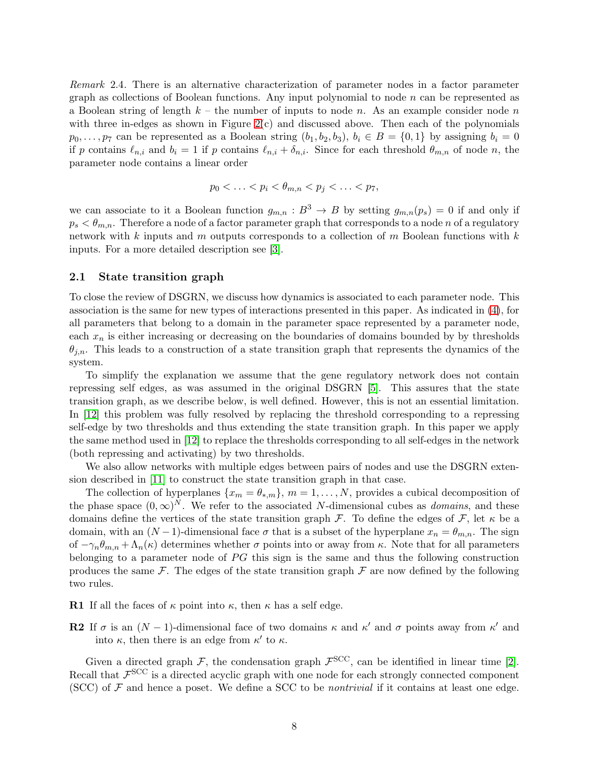*Remark* 2.4. There is an alternative characterization of parameter nodes in a factor parameter graph as collections of Boolean functions. Any input polynomial to node $n$ can be represented as a Boolean string of length $k$ – the number of inputs to node $n$. As an example consider node $n$ with three in-edges as shown in Figure 2(c) and discussed above. Then each of the polynomials $p_0, \ldots, p_7$ can be represented as a Boolean string $(b_1, b_2, b_3)$, $b_i \in B = \{0, 1\}$ by assigning $b_i = 0$ if $p$ contains $\ell_{n,i}$ and $b_i = 1$ if $p$ contains $\ell_{n,i} + \delta_{n,i}$. Since for each threshold $\theta_{m,n}$ of node $n$, the parameter node contains a linear order

$$p_0 < \ldots < p_i < \theta_{m,n} < p_j < \ldots < p_7,$$

we can associate to it a Boolean function $g_{m,n} : B^3 \to B$ by setting $g_{m,n}(p_s) = 0$ if and only if $p_s < \theta_{m,n}$. Therefore a node of a factor parameter graph that corresponds to a node $n$ of a regulatory network with $k$ inputs and $m$ outputs corresponds to a collection of $m$ Boolean functions with $k$ inputs. For a more detailed description see [3].

## 2.1 State transition graph

To close the review of DSGRN, we discuss how dynamics is associated to each parameter node. This association is the same for new types of interactions presented in this paper. As indicated in (4), for all parameters that belong to a domain in the parameter space represented by a parameter node, each $x_n$ is either increasing or decreasing on the boundaries of domains bounded by by thresholds $\theta_{j,n}$. This leads to a construction of a state transition graph that represents the dynamics of the system.

To simplify the explanation we assume that the gene regulatory network does not contain repressing self edges, as was assumed in the original DSGRN [5]. This assures that the state transition graph, as we describe below, is well defined. However, this is not an essential limitation. In [12] this problem was fully resolved by replacing the threshold corresponding to a repressing self-edge by two thresholds and thus extending the state transition graph. In this paper we apply the same method used in [12] to replace the thresholds corresponding to all self-edges in the network (both repressing and activating) by two thresholds.

We also allow networks with multiple edges between pairs of nodes and use the DSGRN extension described in [11] to construct the state transition graph in that case.

The collection of hyperplanes $\{x_m = \theta_{*,m}\}$, $m = 1, \ldots, N$, provides a cubical decomposition of the phase space $(0, \infty)^N$. We refer to the associated $N$-dimensional cubes as *domains*, and these domains define the vertices of the state transition graph $\mathcal{F}$. To define the edges of $\mathcal{F}$, let $\kappa$ be a domain, with an $(N-1)$-dimensional face $\sigma$ that is a subset of the hyperplane $x_n = \theta_{m,n}$. The sign of $-\gamma_n \theta_{m,n} + \Lambda_n(\kappa)$ determines whether $\sigma$ points into or away from $\kappa$. Note that for all parameters belonging to a parameter node of $PG$ this sign is the same and thus the following construction produces the same $\mathcal{F}$. The edges of the state transition graph $\mathcal{F}$ are now defined by the following two rules.

**R1** If all the faces of $\kappa$ point into $\kappa$, then $\kappa$ has a self edge.

**R2** If $\sigma$ is an $(N-1)$-dimensional face of two domains $\kappa$ and $\kappa'$ and $\sigma$ points away from $\kappa'$ and into $\kappa$, then there is an edge from $\kappa'$ to $\kappa$.

Given a directed graph $\mathcal{F}$, the condensation graph $\mathcal{F}^{\mathrm{SCC}}$, can be identified in linear time [2]. Recall that $\mathcal{F}^{\mathrm{SCC}}$ is a directed acyclic graph with one node for each strongly connected component (SCC) of $\mathcal{F}$ and hence a poset. We define a SCC to be *nontrivial* if it contains at least one edge.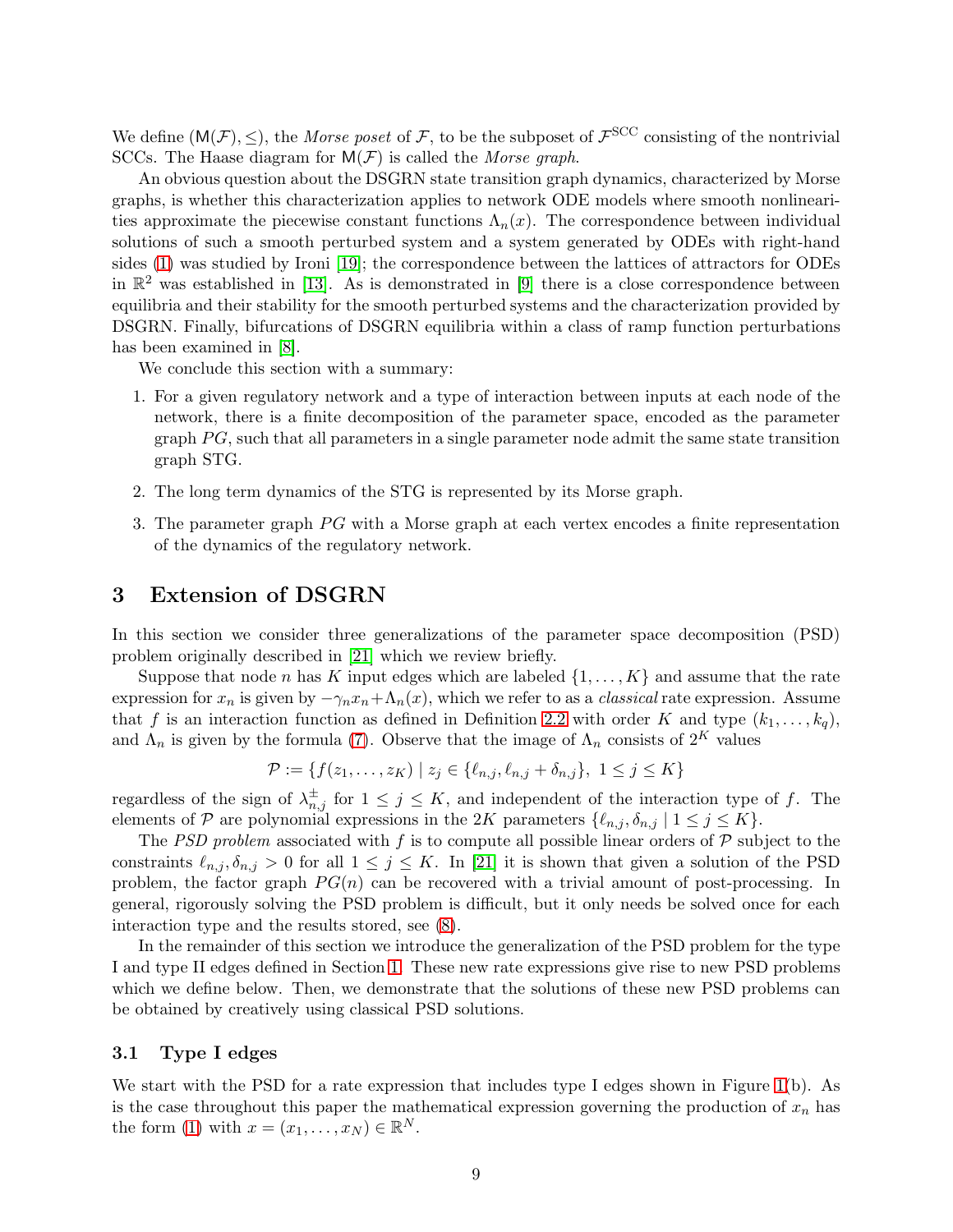We define $(\mathsf{M}(\mathcal{F}), \leq)$, the *Morse poset* of $\mathcal{F}$, to be the subposet of $\mathcal{F}^{\mathrm{SCC}}$ consisting of the nontrivial SCCs. The Haase diagram for $\mathsf{M}(\mathcal{F})$ is called the *Morse graph*.

An obvious question about the DSGRN state transition graph dynamics, characterized by Morse graphs, is whether this characterization applies to network ODE models where smooth nonlinearities approximate the piecewise constant functions $\Lambda_n(x)$. The correspondence between individual solutions of such a smooth perturbed system and a system generated by ODEs with right-hand sides (1) was studied by Ironi [19]; the correspondence between the lattices of attractors for ODEs in $\mathbb{R}^2$ was established in [13]. As is demonstrated in [9] there is a close correspondence between equilibria and their stability for the smooth perturbed systems and the characterization provided by DSGRN. Finally, bifurcations of DSGRN equilibria within a class of ramp function perturbations has been examined in [8].

We conclude this section with a summary:

1. For a given regulatory network and a type of interaction between inputs at each node of the network, there is a finite decomposition of the parameter space, encoded as the parameter graph $PG$, such that all parameters in a single parameter node admit the same state transition graph STG.
2. The long term dynamics of the STG is represented by its Morse graph.
3. The parameter graph $PG$ with a Morse graph at each vertex encodes a finite representation of the dynamics of the regulatory network.

## 3 Extension of DSGRN

In this section we consider three generalizations of the parameter space decomposition (PSD) problem originally described in [21] which we review briefly.

Suppose that node $n$ has $K$ input edges which are labeled $\{1, \ldots, K\}$ and assume that the rate expression for $x_n$ is given by $-\gamma_n x_n + \Lambda_n(x)$, which we refer to as a *classical* rate expression. Assume that $f$ is an interaction function as defined in Definition 2.2 with order $K$ and type $(k_1, \ldots, k_q)$, and $\Lambda_n$ is given by the formula (7). Observe that the image of $\Lambda_n$ consists of $2^K$ values

$$\mathcal{P} := \{f(z_1, \ldots, z_K) \mid z_j \in \{\ell_{n,j}, \ell_{n,j} + \delta_{n,j}\},\ 1 \leq j \leq K\}$$

regardless of the sign of $\lambda^{\pm}_{n,j}$ for $1 \leq j \leq K$, and independent of the interaction type of $f$. The elements of $\mathcal{P}$ are polynomial expressions in the $2K$ parameters $\{\ell_{n,j}, \delta_{n,j} \mid 1 \leq j \leq K\}$.

The *PSD problem* associated with $f$ is to compute all possible linear orders of $\mathcal{P}$ subject to the constraints $\ell_{n,j}, \delta_{n,j} > 0$ for all $1 \leq j \leq K$. In [21] it is shown that given a solution of the PSD problem, the factor graph $PG(n)$ can be recovered with a trivial amount of post-processing. In general, rigorously solving the PSD problem is difficult, but it only needs be solved once for each interaction type and the results stored, see (8).

In the remainder of this section we introduce the generalization of the PSD problem for the type I and type II edges defined in Section 1. These new rate expressions give rise to new PSD problems which we define below. Then, we demonstrate that the solutions of these new PSD problems can be obtained by creatively using classical PSD solutions.

### 3.1 Type I edges

We start with the PSD for a rate expression that includes type I edges shown in Figure 1(b). As is the case throughout this paper the mathematical expression governing the production of $x_n$ has the form (1) with $x = (x_1, \ldots, x_N) \in \mathbb{R}^N$.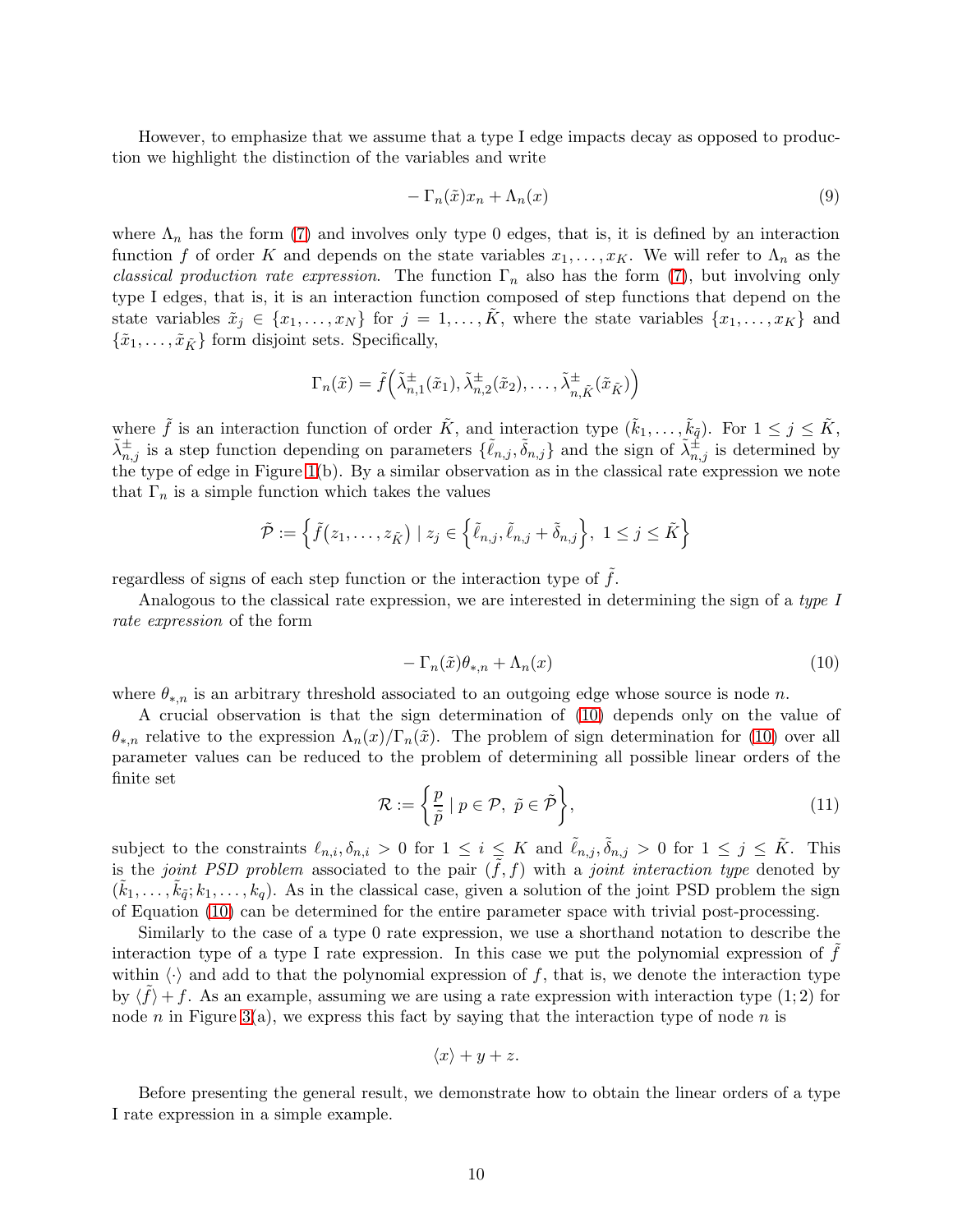However, to emphasize that we assume that a type I edge impacts decay as opposed to production we highlight the distinction of the variables and write

$$
-\Gamma_n(\tilde{x})x_n + \Lambda_n(x) \tag{9}
$$

where $\Lambda_n$ has the form (7) and involves only type 0 edges, that is, it is defined by an interaction function $f$ of order $K$ and depends on the state variables $x_1, \ldots, x_K$. We will refer to $\Lambda_n$ as the *classical production rate expression*. The function $\Gamma_n$ also has the form (7), but involving only type I edges, that is, it is an interaction function composed of step functions that depend on the state variables $\tilde{x}_j \in \{x_1, \ldots, x_N\}$ for $j = 1, \ldots, \tilde{K}$, where the state variables $\{x_1, \ldots, x_K\}$ and $\{\tilde{x}_1, \ldots, \tilde{x}_{\tilde{K}}\}$ form disjoint sets. Specifically,

$$
\Gamma_n(\tilde{x}) = \tilde{f}\left(\tilde{\lambda}^{\pm}_{n,1}(\tilde{x}_1), \tilde{\lambda}^{\pm}_{n,2}(\tilde{x}_2), \ldots, \tilde{\lambda}^{\pm}_{n,\tilde{K}}(\tilde{x}_{\tilde{K}})\right)
$$

where $\tilde{f}$ is an interaction function of order $\tilde{K}$, and interaction type $(\tilde{k}_1, \ldots, \tilde{k}_{\tilde{q}})$. For $1 \leq j \leq \tilde{K}$, $\tilde{\lambda}^{\pm}_{n,j}$ is a step function depending on parameters $\{\tilde{\ell}_{n,j}, \tilde{\delta}_{n,j}\}$ and the sign of $\tilde{\lambda}^{\pm}_{n,j}$ is determined by the type of edge in Figure 1(b). By a similar observation as in the classical rate expression we note that $\Gamma_n$ is a simple function which takes the values

$$
\tilde{\mathcal{P}} := \left\{ \tilde{f}(z_1, \ldots, z_{\tilde{K}}) \mid z_j \in \left\{\tilde{\ell}_{n,j}, \tilde{\ell}_{n,j} + \tilde{\delta}_{n,j}\right\},\ 1 \leq j \leq \tilde{K} \right\}
$$

regardless of signs of each step function or the interaction type of $\tilde{f}$.

Analogous to the classical rate expression, we are interested in determining the sign of a *type I rate expression* of the form

$$
-\Gamma_n(\tilde{x})\theta_{*,n} + \Lambda_n(x) \tag{10}
$$

where $\theta_{*,n}$ is an arbitrary threshold associated to an outgoing edge whose source is node $n$.

A crucial observation is that the sign determination of (10) depends only on the value of $\theta_{*,n}$ relative to the expression $\Lambda_n(x)/\Gamma_n(\tilde{x})$. The problem of sign determination for (10) over all parameter values can be reduced to the problem of determining all possible linear orders of the finite set

$$
\mathcal{R} := \left\{ \frac{p}{\tilde{p}} \mid p \in \mathcal{P},\ \tilde{p} \in \tilde{\mathcal{P}} \right\}, \tag{11}
$$

subject to the constraints $\ell_{n,i}, \delta_{n,i} > 0$ for $1 \leq i \leq K$ and $\tilde{\ell}_{n,j}, \tilde{\delta}_{n,j} > 0$ for $1 \leq j \leq \tilde{K}$. This is the *joint PSD problem* associated to the pair $(\tilde{f}, f)$ with a *joint interaction type* denoted by $(\tilde{k}_1, \ldots, \tilde{k}_{\tilde{q}}; k_1, \ldots, k_q)$. As in the classical case, given a solution of the joint PSD problem the sign of Equation (10) can be determined for the entire parameter space with trivial post-processing.

Similarly to the case of a type 0 rate expression, we use a shorthand notation to describe the interaction type of a type I rate expression. In this case we put the polynomial expression of $\tilde{f}$ within $\langle\cdot\rangle$ and add to that the polynomial expression of $f$, that is, we denote the interaction type by $\langle\tilde{f}\rangle + f$. As an example, assuming we are using a rate expression with interaction type $(1; 2)$ for node $n$ in Figure 3(a), we express this fact by saying that the interaction type of node $n$ is

$$
\langle x \rangle + y + z.
$$

Before presenting the general result, we demonstrate how to obtain the linear orders of a type I rate expression in a simple example.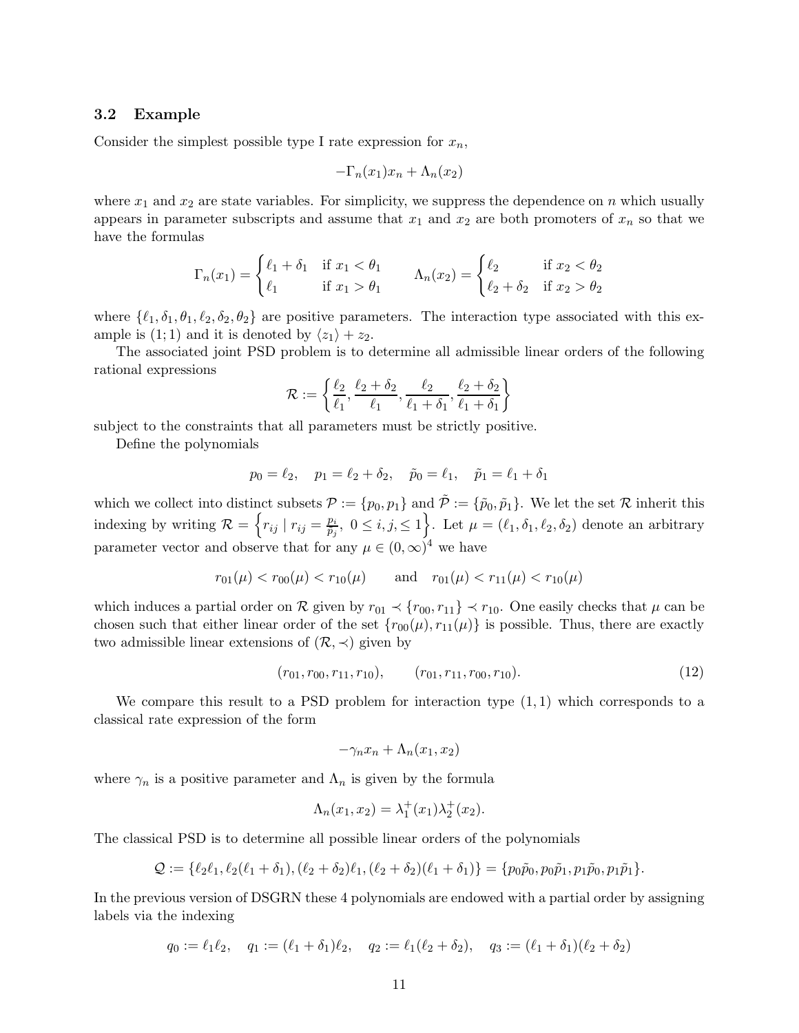### 3.2 Example

Consider the simplest possible type I rate expression for $x_n$,

$$-\Gamma_n(x_1)x_n + \Lambda_n(x_2)$$

where $x_1$ and $x_2$ are state variables. For simplicity, we suppress the dependence on $n$ which usually appears in parameter subscripts and assume that $x_1$ and $x_2$ are both promoters of $x_n$ so that we have the formulas

$$\Gamma_n(x_1) = \begin{cases} \ell_1 + \delta_1 & \text{if } x_1 < \theta_1 \\ \ell_1 & \text{if } x_1 > \theta_1 \end{cases} \qquad \Lambda_n(x_2) = \begin{cases} \ell_2 & \text{if } x_2 < \theta_2 \\ \ell_2 + \delta_2 & \text{if } x_2 > \theta_2 \end{cases}$$

where $\{\ell_1, \delta_1, \theta_1, \ell_2, \delta_2, \theta_2\}$ are positive parameters. The interaction type associated with this example is $(1; 1)$ and it is denoted by $\langle z_1 \rangle + z_2$.

The associated joint PSD problem is to determine all admissible linear orders of the following rational expressions

$$\mathcal{R} := \left\{ \frac{\ell_2}{\ell_1}, \frac{\ell_2 + \delta_2}{\ell_1}, \frac{\ell_2}{\ell_1 + \delta_1}, \frac{\ell_2 + \delta_2}{\ell_1 + \delta_1} \right\}$$

subject to the constraints that all parameters must be strictly positive.

Define the polynomials

$$p_0 = \ell_2, \quad p_1 = \ell_2 + \delta_2, \quad \tilde{p}_0 = \ell_1, \quad \tilde{p}_1 = \ell_1 + \delta_1$$

which we collect into distinct subsets $\mathcal{P} := \{p_0, p_1\}$ and $\tilde{\mathcal{P}} := \{\tilde{p}_0, \tilde{p}_1\}$. We let the set $\mathcal{R}$ inherit this indexing by writing $\mathcal{R} = \left\{ r_{ij} \mid r_{ij} = \frac{p_i}{\tilde{p}_j}, \ 0 \leq i, j, \leq 1 \right\}$. Let $\mu = (\ell_1, \delta_1, \ell_2, \delta_2)$ denote an arbitrary parameter vector and observe that for any $\mu \in (0, \infty)^4$ we have

$$r_{01}(\mu) < r_{00}(\mu) < r_{10}(\mu) \qquad \text{and} \quad r_{01}(\mu) < r_{11}(\mu) < r_{10}(\mu)$$

which induces a partial order on $\mathcal{R}$ given by $r_{01} \prec \{r_{00}, r_{11}\} \prec r_{10}$. One easily checks that $\mu$ can be chosen such that either linear order of the set $\{r_{00}(\mu), r_{11}(\mu)\}$ is possible. Thus, there are exactly two admissible linear extensions of $(\mathcal{R}, \prec)$ given by

$$(r_{01}, r_{00}, r_{11}, r_{10}), \qquad (r_{01}, r_{11}, r_{00}, r_{10}). \tag{12}$$

We compare this result to a PSD problem for interaction type $(1, 1)$ which corresponds to a classical rate expression of the form

$$-\gamma_n x_n + \Lambda_n(x_1, x_2)$$

where $\gamma_n$ is a positive parameter and $\Lambda_n$ is given by the formula

$$\Lambda_n(x_1, x_2) = \lambda_1^+(x_1)\lambda_2^+(x_2).$$

The classical PSD is to determine all possible linear orders of the polynomials

$$\mathcal{Q} := \{\ell_2\ell_1, \ell_2(\ell_1 + \delta_1), (\ell_2 + \delta_2)\ell_1, (\ell_2 + \delta_2)(\ell_1 + \delta_1)\} = \{p_0\tilde{p}_0, p_0\tilde{p}_1, p_1\tilde{p}_0, p_1\tilde{p}_1\}.$$

In the previous version of DSGRN these 4 polynomials are endowed with a partial order by assigning labels via the indexing

$$q_0 := \ell_1\ell_2, \quad q_1 := (\ell_1 + \delta_1)\ell_2, \quad q_2 := \ell_1(\ell_2 + \delta_2), \quad q_3 := (\ell_1 + \delta_1)(\ell_2 + \delta_2)$$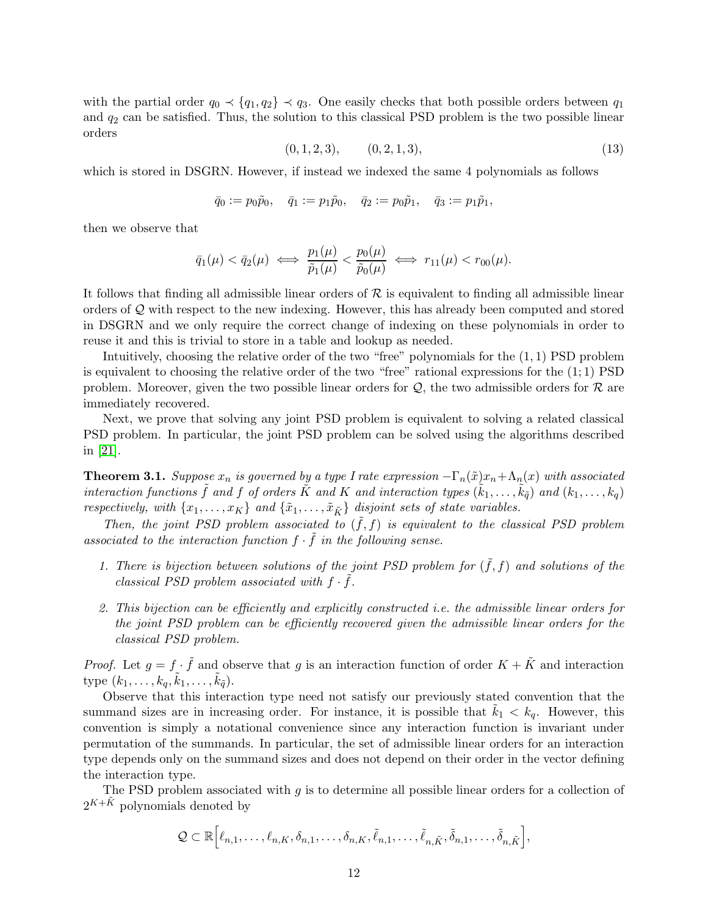with the partial order $q_0 \prec \{q_1, q_2\} \prec q_3$. One easily checks that both possible orders between $q_1$ and $q_2$ can be satisfied. Thus, the solution to this classical PSD problem is the two possible linear orders

$$(0,1,2,3), \qquad (0,2,1,3), \tag{13}$$

which is stored in DSGRN. However, if instead we indexed the same 4 polynomials as follows

$$\bar{q}_0 := p_0\tilde{p}_0, \quad \bar{q}_1 := p_1\tilde{p}_0, \quad \bar{q}_2 := p_0\tilde{p}_1, \quad \bar{q}_3 := p_1\tilde{p}_1,$$

then we observe that

$$\bar{q}_1(\mu) < \bar{q}_2(\mu) \iff \frac{p_1(\mu)}{\tilde{p}_1(\mu)} < \frac{p_0(\mu)}{\tilde{p}_0(\mu)} \iff r_{11}(\mu) < r_{00}(\mu).$$

It follows that finding all admissible linear orders of $\mathcal{R}$ is equivalent to finding all admissible linear orders of $\mathcal{Q}$ with respect to the new indexing. However, this has already been computed and stored in DSGRN and we only require the correct change of indexing on these polynomials in order to reuse it and this is trivial to store in a table and lookup as needed.

Intuitively, choosing the relative order of the two "free" polynomials for the $(1,1)$ PSD problem is equivalent to choosing the relative order of the two "free" rational expressions for the $(1;1)$ PSD problem. Moreover, given the two possible linear orders for $\mathcal{Q}$, the two admissible orders for $\mathcal{R}$ are immediately recovered.

Next, we prove that solving any joint PSD problem is equivalent to solving a related classical PSD problem. In particular, the joint PSD problem can be solved using the algorithms described in [21].

**Theorem 3.1.** *Suppose $x_n$ is governed by a type I rate expression $-\Gamma_n(\tilde{x})x_n + \Lambda_n(x)$ with associated interaction functions $\tilde{f}$ and $f$ of orders $\tilde{K}$ and $K$ and interaction types $(\tilde{k}_1, \ldots, \tilde{k}_{\tilde{q}})$ and $(k_1, \ldots, k_q)$ respectively, with $\{x_1, \ldots, x_K\}$ and $\{\tilde{x}_1, \ldots, \tilde{x}_{\tilde{K}}\}$ disjoint sets of state variables.*

*Then, the joint PSD problem associated to $(\tilde{f}, f)$ is equivalent to the classical PSD problem associated to the interaction function $f \cdot \tilde{f}$ in the following sense.*

1. *There is bijection between solutions of the joint PSD problem for $(\tilde{f}, f)$ and solutions of the classical PSD problem associated with $f \cdot \tilde{f}$.*
2. *This bijection can be efficiently and explicitly constructed i.e. the admissible linear orders for the joint PSD problem can be efficiently recovered given the admissible linear orders for the classical PSD problem.*

*Proof.* Let $g = f \cdot \tilde{f}$ and observe that $g$ is an interaction function of order $K + \tilde{K}$ and interaction type $(k_1, \ldots, k_q, \tilde{k}_1, \ldots, \tilde{k}_{\tilde{q}})$.

Observe that this interaction type need not satisfy our previously stated convention that the summand sizes are in increasing order. For instance, it is possible that $\tilde{k}_1 < k_q$. However, this convention is simply a notational convenience since any interaction function is invariant under permutation of the summands. In particular, the set of admissible linear orders for an interaction type depends only on the summand sizes and does not depend on their order in the vector defining the interaction type.

The PSD problem associated with $g$ is to determine all possible linear orders for a collection of $2^{K+\tilde{K}}$ polynomials denoted by

$$\mathcal{Q} \subset \mathbb{R}\Big[\ell_{n,1}, \ldots, \ell_{n,K}, \delta_{n,1}, \ldots, \delta_{n,K}, \tilde{\ell}_{n,1}, \ldots, \tilde{\ell}_{n,\tilde{K}}, \tilde{\delta}_{n,1}, \ldots, \tilde{\delta}_{n,\tilde{K}}\Big],$$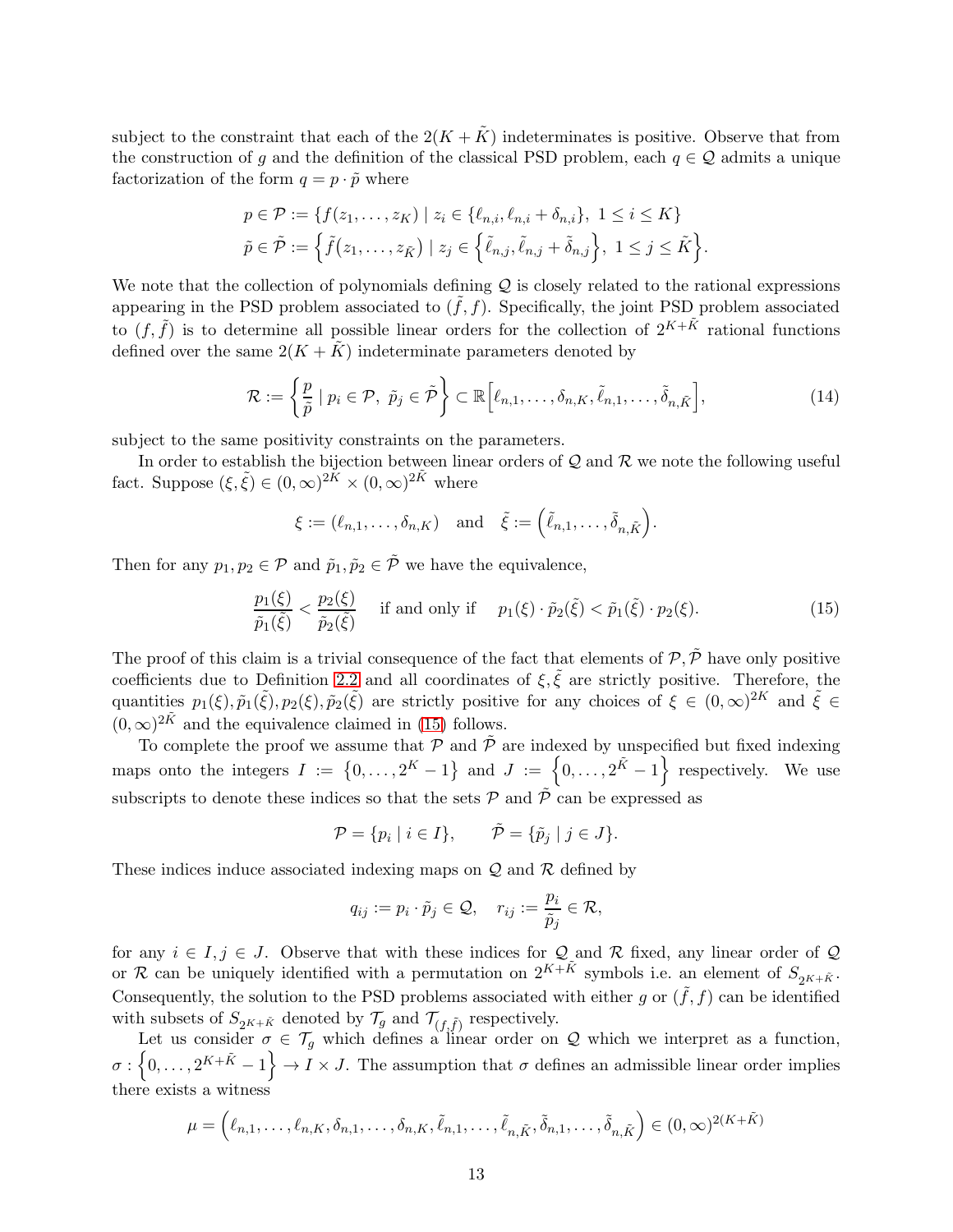subject to the constraint that each of the $2(K + \tilde{K})$ indeterminates is positive. Observe that from the construction of $g$ and the definition of the classical PSD problem, each $q \in \mathcal{Q}$ admits a unique factorization of the form $q = p \cdot \tilde{p}$ where

$$
\begin{aligned}
p \in \mathcal{P} &:= \{f(z_1, \ldots, z_K) \mid z_i \in \{\ell_{n,i}, \ell_{n,i} + \delta_{n,i}\},\ 1 \le i \le K\} \\
\tilde{p} \in \tilde{\mathcal{P}} &:= \left\{\tilde{f}(z_1, \ldots, z_{\tilde{K}}) \mid z_j \in \left\{\tilde{\ell}_{n,j}, \tilde{\ell}_{n,j} + \tilde{\delta}_{n,j}\right\},\ 1 \le j \le \tilde{K}\right\}.
\end{aligned}
$$

We note that the collection of polynomials defining $\mathcal{Q}$ is closely related to the rational expressions appearing in the PSD problem associated to $(\tilde{f}, f)$. Specifically, the joint PSD problem associated to $(f, \tilde{f})$ is to determine all possible linear orders for the collection of $2^{K+\tilde{K}}$ rational functions defined over the same $2(K + \tilde{K})$ indeterminate parameters denoted by

$$
\mathcal{R} := \left\{ \frac{p}{\tilde{p}} \mid p_i \in \mathcal{P},\ \tilde{p}_j \in \tilde{\mathcal{P}} \right\} \subset \mathbb{R}\left[\ell_{n,1}, \ldots, \delta_{n,K}, \tilde{\ell}_{n,1}, \ldots, \tilde{\delta}_{n,\tilde{K}}\right], \tag{14}
$$

subject to the same positivity constraints on the parameters.

In order to establish the bijection between linear orders of $\mathcal{Q}$ and $\mathcal{R}$ we note the following useful fact. Suppose $(\xi, \tilde{\xi}) \in (0, \infty)^{2K} \times (0, \infty)^{2\tilde{K}}$ where

$$
\xi := (\ell_{n,1}, \ldots, \delta_{n,K}) \quad \text{and} \quad \tilde{\xi} := \left(\tilde{\ell}_{n,1}, \ldots, \tilde{\delta}_{n,\tilde{K}}\right).
$$

Then for any $p_1, p_2 \in \mathcal{P}$ and $\tilde{p}_1, \tilde{p}_2 \in \tilde{\mathcal{P}}$ we have the equivalence,

$$
\frac{p_1(\xi)}{\tilde{p}_1(\tilde{\xi})} < \frac{p_2(\xi)}{\tilde{p}_2(\tilde{\xi})} \quad \text{if and only if} \quad p_1(\xi) \cdot \tilde{p}_2(\tilde{\xi}) < \tilde{p}_1(\tilde{\xi}) \cdot p_2(\xi). \tag{15}
$$

The proof of this claim is a trivial consequence of the fact that elements of $\mathcal{P}, \tilde{\mathcal{P}}$ have only positive coefficients due to Definition 2.2 and all coordinates of $\xi, \tilde{\xi}$ are strictly positive. Therefore, the quantities $p_1(\xi), \tilde{p}_1(\tilde{\xi}), p_2(\xi), \tilde{p}_2(\tilde{\xi})$ are strictly positive for any choices of $\xi \in (0, \infty)^{2K}$ and $\tilde{\xi} \in (0, \infty)^{2\tilde{K}}$ and the equivalence claimed in (15) follows.

To complete the proof we assume that $\mathcal{P}$ and $\tilde{\mathcal{P}}$ are indexed by unspecified but fixed indexing maps onto the integers $I := \left\{0, \ldots, 2^K - 1\right\}$ and $J := \left\{0, \ldots, 2^{\tilde{K}} - 1\right\}$ respectively. We use subscripts to denote these indices so that the sets $\mathcal{P}$ and $\tilde{\mathcal{P}}$ can be expressed as

$$
\mathcal{P} = \{p_i \mid i \in I\}, \qquad \tilde{\mathcal{P}} = \{\tilde{p}_j \mid j \in J\}.
$$

These indices induce associated indexing maps on $\mathcal{Q}$ and $\mathcal{R}$ defined by

$$
q_{ij} := p_i \cdot \tilde{p}_j \in \mathcal{Q}, \quad r_{ij} := \frac{p_i}{\tilde{p}_j} \in \mathcal{R},
$$

for any $i \in I, j \in J$. Observe that with these indices for $\mathcal{Q}$ and $\mathcal{R}$ fixed, any linear order of $\mathcal{Q}$ or $\mathcal{R}$ can be uniquely identified with a permutation on $2^{K+\tilde{K}}$ symbols i.e. an element of $S_{2^{K+\tilde{K}}}$. Consequently, the solution to the PSD problems associated with either $g$ or $(\tilde{f}, f)$ can be identified with subsets of $S_{2^{K+\tilde{K}}}$ denoted by $\mathcal{T}_g$ and $\mathcal{T}_{(f,\tilde{f})}$ respectively.

Let us consider $\sigma \in \mathcal{T}_g$ which defines a linear order on $\mathcal{Q}$ which we interpret as a function, $\sigma : \left\{0, \ldots, 2^{K+\tilde{K}} - 1\right\} \to I \times J$. The assumption that $\sigma$ defines an admissible linear order implies there exists a witness

$$
\mu = \left(\ell_{n,1}, \ldots, \ell_{n,K}, \delta_{n,1}, \ldots, \delta_{n,K}, \tilde{\ell}_{n,1}, \ldots, \tilde{\ell}_{n,\tilde{K}}, \tilde{\delta}_{n,1}, \ldots, \tilde{\delta}_{n,\tilde{K}}\right) \in (0, \infty)^{2(K+\tilde{K})}
$$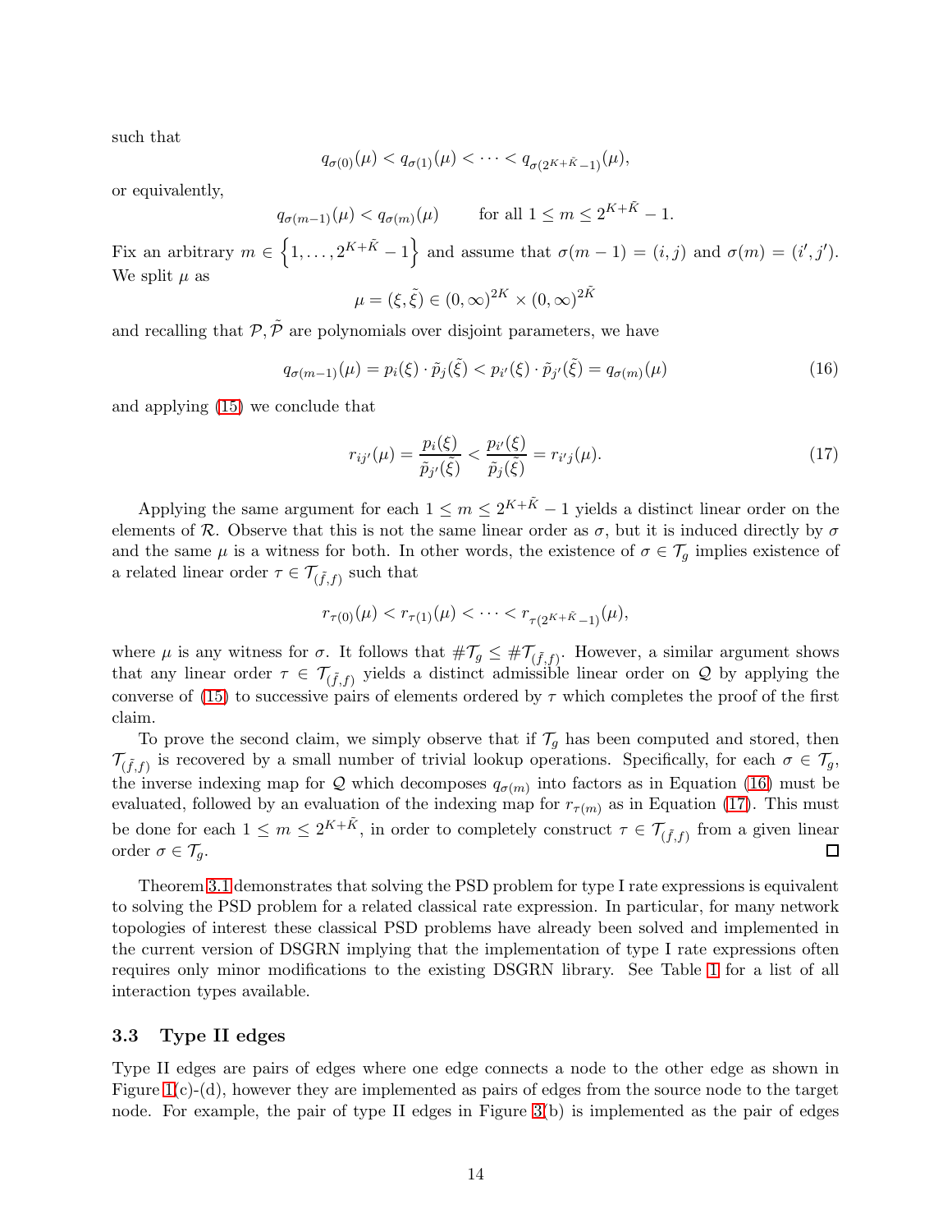such that

$$q_{\sigma(0)}(\mu) < q_{\sigma(1)}(\mu) < \cdots < q_{\sigma(2^{K+\tilde{K}}-1)}(\mu),$$

or equivalently,

$$q_{\sigma(m-1)}(\mu) < q_{\sigma(m)}(\mu) \qquad \text{for all } 1 \leq m \leq 2^{K+\tilde{K}} - 1.$$

Fix an arbitrary $m \in \left\{1, \ldots, 2^{K+\tilde{K}} - 1\right\}$ and assume that $\sigma(m-1) = (i, j)$ and $\sigma(m) = (i', j')$. We split $\mu$ as

$$\mu = (\xi, \tilde{\xi}) \in (0, \infty)^{2K} \times (0, \infty)^{2\tilde{K}}$$

and recalling that $\mathcal{P}, \tilde{\mathcal{P}}$ are polynomials over disjoint parameters, we have

$$q_{\sigma(m-1)}(\mu) = p_i(\xi) \cdot \tilde{p}_j(\tilde{\xi}) < p_{i'}(\xi) \cdot \tilde{p}_{j'}(\tilde{\xi}) = q_{\sigma(m)}(\mu) \tag{16}$$

and applying (15) we conclude that

$$r_{ij'}(\mu) = \frac{p_i(\xi)}{\tilde{p}_{j'}(\tilde{\xi})} < \frac{p_{i'}(\xi)}{\tilde{p}_j(\tilde{\xi})} = r_{i'j}(\mu). \tag{17}$$

Applying the same argument for each $1 \leq m \leq 2^{K+\tilde{K}} - 1$ yields a distinct linear order on the elements of $\mathcal{R}$. Observe that this is not the same linear order as $\sigma$, but it is induced directly by $\sigma$ and the same $\mu$ is a witness for both. In other words, the existence of $\sigma \in \mathcal{T}_g$ implies existence of a related linear order $\tau \in \mathcal{T}_{(\tilde{f}, f)}$ such that

$$r_{\tau(0)}(\mu) < r_{\tau(1)}(\mu) < \cdots < r_{\tau(2^{K+\tilde{K}}-1)}(\mu),$$

where $\mu$ is any witness for $\sigma$. It follows that $\#\mathcal{T}_g \leq \#\mathcal{T}_{(\tilde{f}, f)}$. However, a similar argument shows that any linear order $\tau \in \mathcal{T}_{(\tilde{f}, f)}$ yields a distinct admissible linear order on $\mathcal{Q}$ by applying the converse of (15) to successive pairs of elements ordered by $\tau$ which completes the proof of the first claim.

To prove the second claim, we simply observe that if $\mathcal{T}_g$ has been computed and stored, then $\mathcal{T}_{(\tilde{f}, f)}$ is recovered by a small number of trivial lookup operations. Specifically, for each $\sigma \in \mathcal{T}_g$, the inverse indexing map for $\mathcal{Q}$ which decomposes $q_{\sigma(m)}$ into factors as in Equation (16) must be evaluated, followed by an evaluation of the indexing map for $r_{\tau(m)}$ as in Equation (17). This must be done for each $1 \leq m \leq 2^{K+\tilde{K}}$, in order to completely construct $\tau \in \mathcal{T}_{(\tilde{f}, f)}$ from a given linear order $\sigma \in \mathcal{T}_g$. □

Theorem 3.1 demonstrates that solving the PSD problem for type I rate expressions is equivalent to solving the PSD problem for a related classical rate expression. In particular, for many network topologies of interest these classical PSD problems have already been solved and implemented in the current version of DSGRN implying that the implementation of type I rate expressions often requires only minor modifications to the existing DSGRN library. See Table 1 for a list of all interaction types available.

### 3.3 Type II edges

Type II edges are pairs of edges where one edge connects a node to the other edge as shown in Figure 1(c)-(d), however they are implemented as pairs of edges from the source node to the target node. For example, the pair of type II edges in Figure 3(b) is implemented as the pair of edges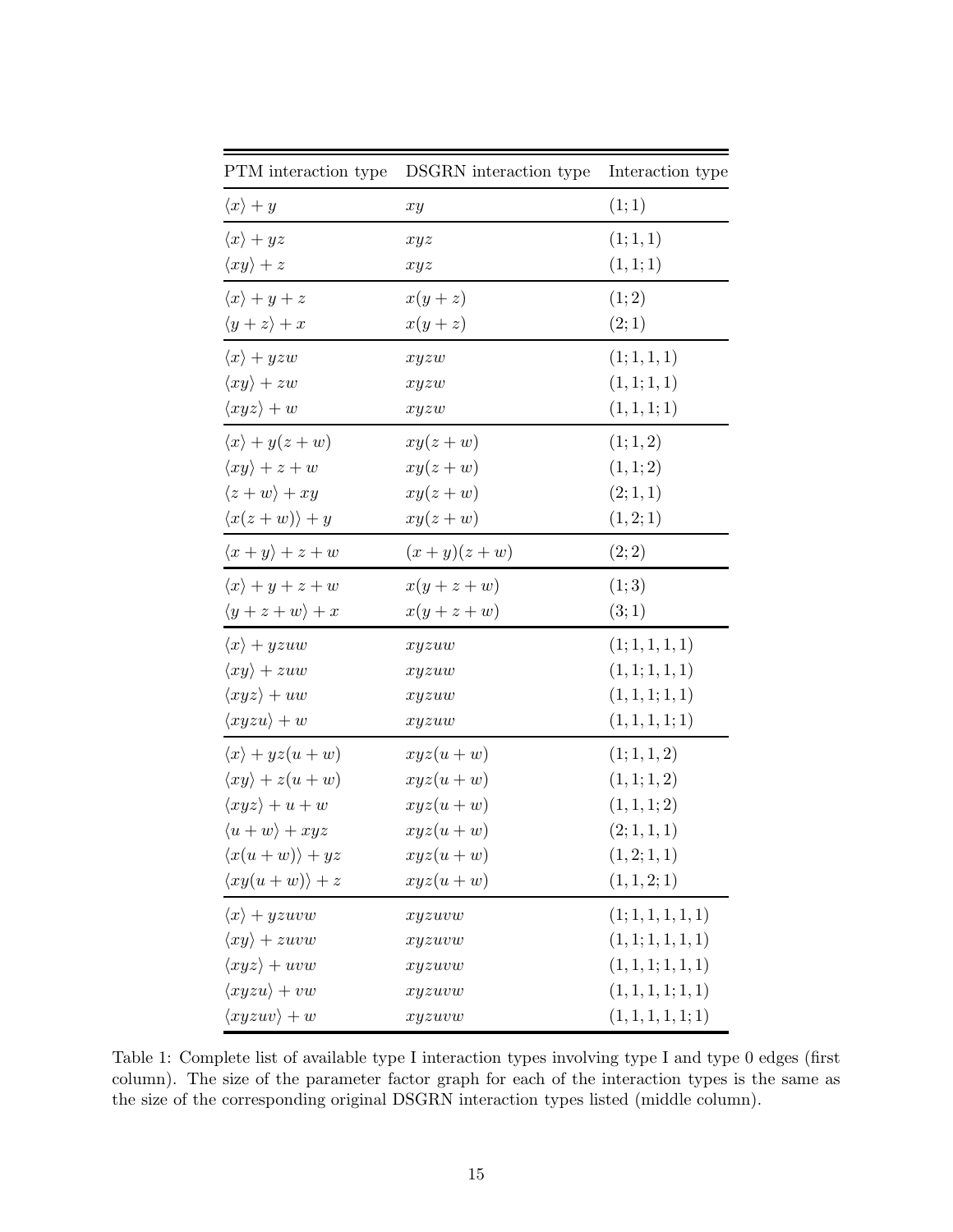| PTM interaction type | DSGRN interaction type | Interaction type |
|---|---|---|
| $\langle x \rangle + y$ | $xy$ | $(1;1)$ |
| $\langle x \rangle + yz$ | $xyz$ | $(1;1,1)$ |
| $\langle xy \rangle + z$ | $xyz$ | $(1,1;1)$ |
| $\langle x \rangle + y + z$ | $x(y+z)$ | $(1;2)$ |
| $\langle y+z \rangle + x$ | $x(y+z)$ | $(2;1)$ |
| $\langle x \rangle + yzw$ | $xyzw$ | $(1;1,1,1)$ |
| $\langle xy \rangle + zw$ | $xyzw$ | $(1,1;1,1)$ |
| $\langle xyz \rangle + w$ | $xyzw$ | $(1,1,1;1)$ |
| $\langle x \rangle + y(z+w)$ | $xy(z+w)$ | $(1;1,2)$ |
| $\langle xy \rangle + z + w$ | $xy(z+w)$ | $(1,1;2)$ |
| $\langle z+w \rangle + xy$ | $xy(z+w)$ | $(2;1,1)$ |
| $\langle x(z+w) \rangle + y$ | $xy(z+w)$ | $(1,2;1)$ |
| $\langle x+y \rangle + z + w$ | $(x+y)(z+w)$ | $(2;2)$ |
| $\langle x \rangle + y + z + w$ | $x(y+z+w)$ | $(1;3)$ |
| $\langle y+z+w \rangle + x$ | $x(y+z+w)$ | $(3;1)$ |
| $\langle x \rangle + yzuw$ | $xyzuw$ | $(1;1,1,1,1)$ |
| $\langle xy \rangle + zuw$ | $xyzuw$ | $(1,1;1,1,1)$ |
| $\langle xyz \rangle + uw$ | $xyzuw$ | $(1,1,1;1,1)$ |
| $\langle xyzu \rangle + w$ | $xyzuw$ | $(1,1,1,1;1)$ |
| $\langle x \rangle + yz(u+w)$ | $xyz(u+w)$ | $(1;1,1,2)$ |
| $\langle xy \rangle + z(u+w)$ | $xyz(u+w)$ | $(1,1;1,2)$ |
| $\langle xyz \rangle + u + w$ | $xyz(u+w)$ | $(1,1,1;2)$ |
| $\langle u+w \rangle + xyz$ | $xyz(u+w)$ | $(2;1,1,1)$ |
| $\langle x(u+w) \rangle + yz$ | $xyz(u+w)$ | $(1,2;1,1)$ |
| $\langle xy(u+w) \rangle + z$ | $xyz(u+w)$ | $(1,1,2;1)$ |
| $\langle x \rangle + yzuvw$ | $xyzuvw$ | $(1;1,1,1,1,1)$ |
| $\langle xy \rangle + zuvw$ | $xyzuvw$ | $(1,1;1,1,1,1)$ |
| $\langle xyz \rangle + uvw$ | $xyzuvw$ | $(1,1,1;1,1,1)$ |
| $\langle xyzu \rangle + vw$ | $xyzuvw$ | $(1,1,1,1;1,1)$ |
| $\langle xyzuv \rangle + w$ | $xyzuvw$ | $(1,1,1,1,1;1)$ |

Table 1: Complete list of available type I interaction types involving type I and type 0 edges (first column). The size of the parameter factor graph for each of the interaction types is the same as the size of the corresponding original DSGRN interaction types listed (middle column).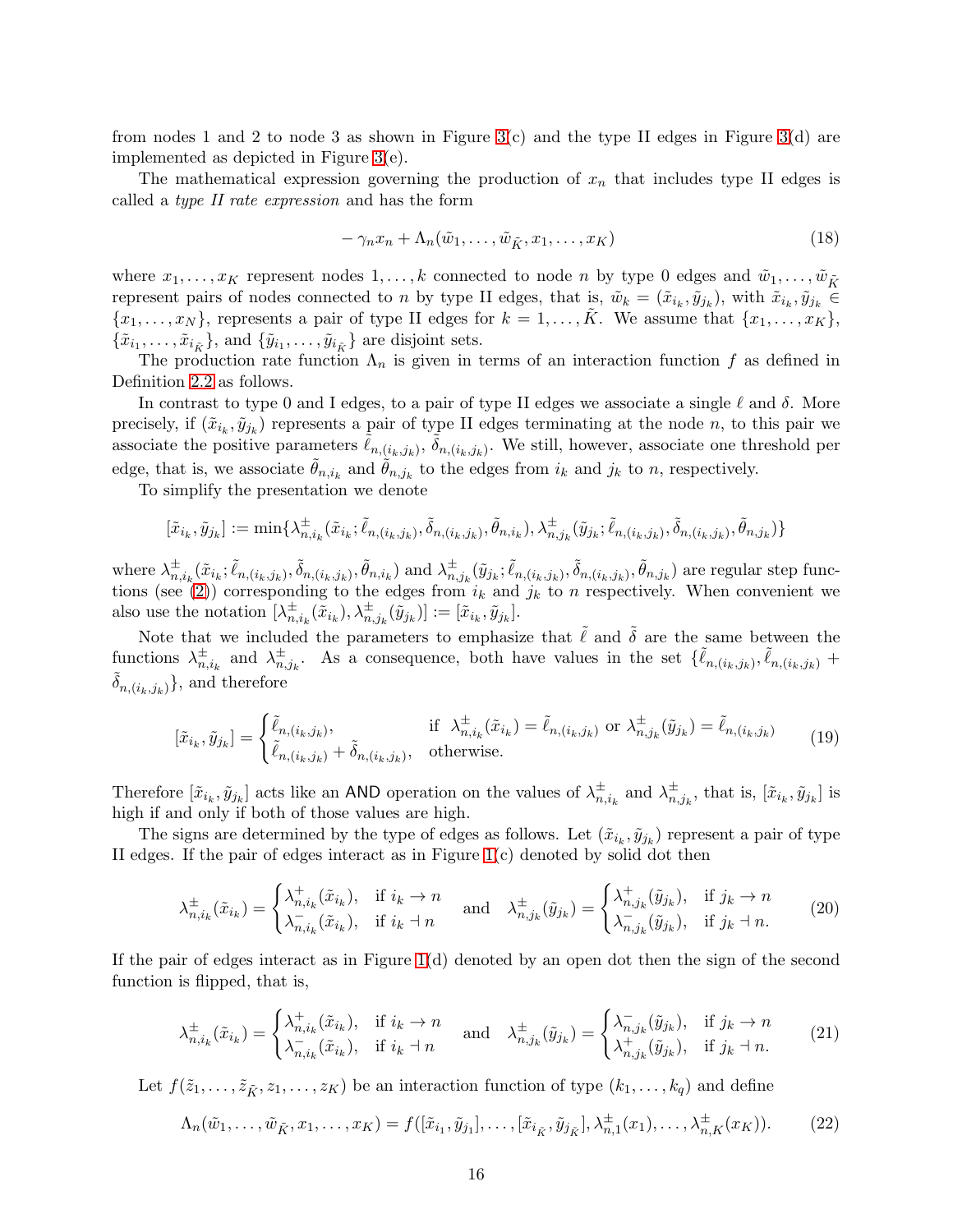from nodes 1 and 2 to node 3 as shown in Figure 3(c) and the type II edges in Figure 3(d) are implemented as depicted in Figure 3(e).

The mathematical expression governing the production of $x_n$ that includes type II edges is called a *type II rate expression* and has the form

$$-\gamma_n x_n + \Lambda_n(\tilde{w}_1, \ldots, \tilde{w}_{\tilde{K}}, x_1, \ldots, x_K) \tag{18}$$

where $x_1, \ldots, x_K$ represent nodes $1, \ldots, k$ connected to node $n$ by type 0 edges and $\tilde{w}_1, \ldots, \tilde{w}_{\tilde{K}}$ represent pairs of nodes connected to $n$ by type II edges, that is, $\tilde{w}_k = (\tilde{x}_{i_k}, \tilde{y}_{j_k})$, with $\tilde{x}_{i_k}, \tilde{y}_{j_k} \in \{x_1, \ldots, x_N\}$, represents a pair of type II edges for $k = 1, \ldots, \tilde{K}$. We assume that $\{x_1, \ldots, x_K\}$, $\{\tilde{x}_{i_1}, \ldots, \tilde{x}_{i_{\tilde{K}}}\}$, and $\{\tilde{y}_{i_1}, \ldots, \tilde{y}_{i_{\tilde{K}}}\}$ are disjoint sets.

The production rate function $\Lambda_n$ is given in terms of an interaction function $f$ as defined in Definition 2.2 as follows.

In contrast to type 0 and I edges, to a pair of type II edges we associate a single $\ell$ and $\delta$. More precisely, if $(\tilde{x}_{i_k}, \tilde{y}_{j_k})$ represents a pair of type II edges terminating at the node $n$, to this pair we associate the positive parameters $\tilde{\ell}_{n,(i_k,j_k)}$, $\tilde{\delta}_{n,(i_k,j_k)}$. We still, however, associate one threshold per edge, that is, we associate $\tilde{\theta}_{n,i_k}$ and $\tilde{\theta}_{n,j_k}$ to the edges from $i_k$ and $j_k$ to $n$, respectively.

To simplify the presentation we denote

$$[\tilde{x}_{i_k}, \tilde{y}_{j_k}] := \min\{\lambda^{\pm}_{n,i_k}(\tilde{x}_{i_k}; \tilde{\ell}_{n,(i_k,j_k)}, \tilde{\delta}_{n,(i_k,j_k)}, \tilde{\theta}_{n,i_k}), \lambda^{\pm}_{n,j_k}(\tilde{y}_{j_k}; \tilde{\ell}_{n,(i_k,j_k)}, \tilde{\delta}_{n,(i_k,j_k)}, \tilde{\theta}_{n,j_k})\}$$

where $\lambda^{\pm}_{n,i_k}(\tilde{x}_{i_k}; \tilde{\ell}_{n,(i_k,j_k)}, \tilde{\delta}_{n,(i_k,j_k)}, \tilde{\theta}_{n,i_k})$ and $\lambda^{\pm}_{n,j_k}(\tilde{y}_{j_k}; \tilde{\ell}_{n,(i_k,j_k)}, \tilde{\delta}_{n,(i_k,j_k)}, \tilde{\theta}_{n,j_k})$ are regular step functions (see (2)) corresponding to the edges from $i_k$ and $j_k$ to $n$ respectively. When convenient we also use the notation $[\lambda^{\pm}_{n,i_k}(\tilde{x}_{i_k}), \lambda^{\pm}_{n,j_k}(\tilde{y}_{j_k})] := [\tilde{x}_{i_k}, \tilde{y}_{j_k}]$.

Note that we included the parameters to emphasize that $\tilde{\ell}$ and $\tilde{\delta}$ are the same between the functions $\lambda^{\pm}_{n,i_k}$ and $\lambda^{\pm}_{n,j_k}$. As a consequence, both have values in the set $\{\tilde{\ell}_{n,(i_k,j_k)}, \tilde{\ell}_{n,(i_k,j_k)} + \tilde{\delta}_{n,(i_k,j_k)}\}$, and therefore

$$[\tilde{x}_{i_k}, \tilde{y}_{j_k}] = \begin{cases} \tilde{\ell}_{n,(i_k,j_k)}, & \text{if } \lambda^{\pm}_{n,i_k}(\tilde{x}_{i_k}) = \tilde{\ell}_{n,(i_k,j_k)} \text{ or } \lambda^{\pm}_{n,j_k}(\tilde{y}_{j_k}) = \tilde{\ell}_{n,(i_k,j_k)} \\ \tilde{\ell}_{n,(i_k,j_k)} + \tilde{\delta}_{n,(i_k,j_k)}, & \text{otherwise.} \end{cases} \tag{19}$$

Therefore $[\tilde{x}_{i_k}, \tilde{y}_{j_k}]$ acts like an AND operation on the values of $\lambda^{\pm}_{n,i_k}$ and $\lambda^{\pm}_{n,j_k}$, that is, $[\tilde{x}_{i_k}, \tilde{y}_{j_k}]$ is high if and only if both of those values are high.

The signs are determined by the type of edges as follows. Let $(\tilde{x}_{i_k}, \tilde{y}_{j_k})$ represent a pair of type II edges. If the pair of edges interact as in Figure 1(c) denoted by solid dot then

$$\lambda^{\pm}_{n,i_k}(\tilde{x}_{i_k}) = \begin{cases} \lambda^{+}_{n,i_k}(\tilde{x}_{i_k}), & \text{if } i_k \to n \\ \lambda^{-}_{n,i_k}(\tilde{x}_{i_k}), & \text{if } i_k \dashv n \end{cases} \quad \text{and} \quad \lambda^{\pm}_{n,j_k}(\tilde{y}_{j_k}) = \begin{cases} \lambda^{+}_{n,j_k}(\tilde{y}_{j_k}), & \text{if } j_k \to n \\ \lambda^{-}_{n,j_k}(\tilde{y}_{j_k}), & \text{if } j_k \dashv n. \end{cases} \tag{20}$$

If the pair of edges interact as in Figure 1(d) denoted by an open dot then the sign of the second function is flipped, that is,

$$\lambda^{\pm}_{n,i_k}(\tilde{x}_{i_k}) = \begin{cases} \lambda^{+}_{n,i_k}(\tilde{x}_{i_k}), & \text{if } i_k \to n \\ \lambda^{-}_{n,i_k}(\tilde{x}_{i_k}), & \text{if } i_k \dashv n \end{cases} \quad \text{and} \quad \lambda^{\pm}_{n,j_k}(\tilde{y}_{j_k}) = \begin{cases} \lambda^{-}_{n,j_k}(\tilde{y}_{j_k}), & \text{if } j_k \to n \\ \lambda^{+}_{n,j_k}(\tilde{y}_{j_k}), & \text{if } j_k \dashv n. \end{cases} \tag{21}$$

Let $f(\tilde{z}_1, \ldots, \tilde{z}_{\tilde{K}}, z_1, \ldots, z_K)$ be an interaction function of type $(k_1, \ldots, k_q)$ and define

$$\Lambda_n(\tilde{w}_1, \ldots, \tilde{w}_{\tilde{K}}, x_1, \ldots, x_K) = f([\tilde{x}_{i_1}, \tilde{y}_{j_1}], \ldots, [\tilde{x}_{i_{\tilde{K}}}, \tilde{y}_{j_{\tilde{K}}}], \lambda^{\pm}_{n,1}(x_1), \ldots, \lambda^{\pm}_{n,K}(x_K)). \tag{22}$$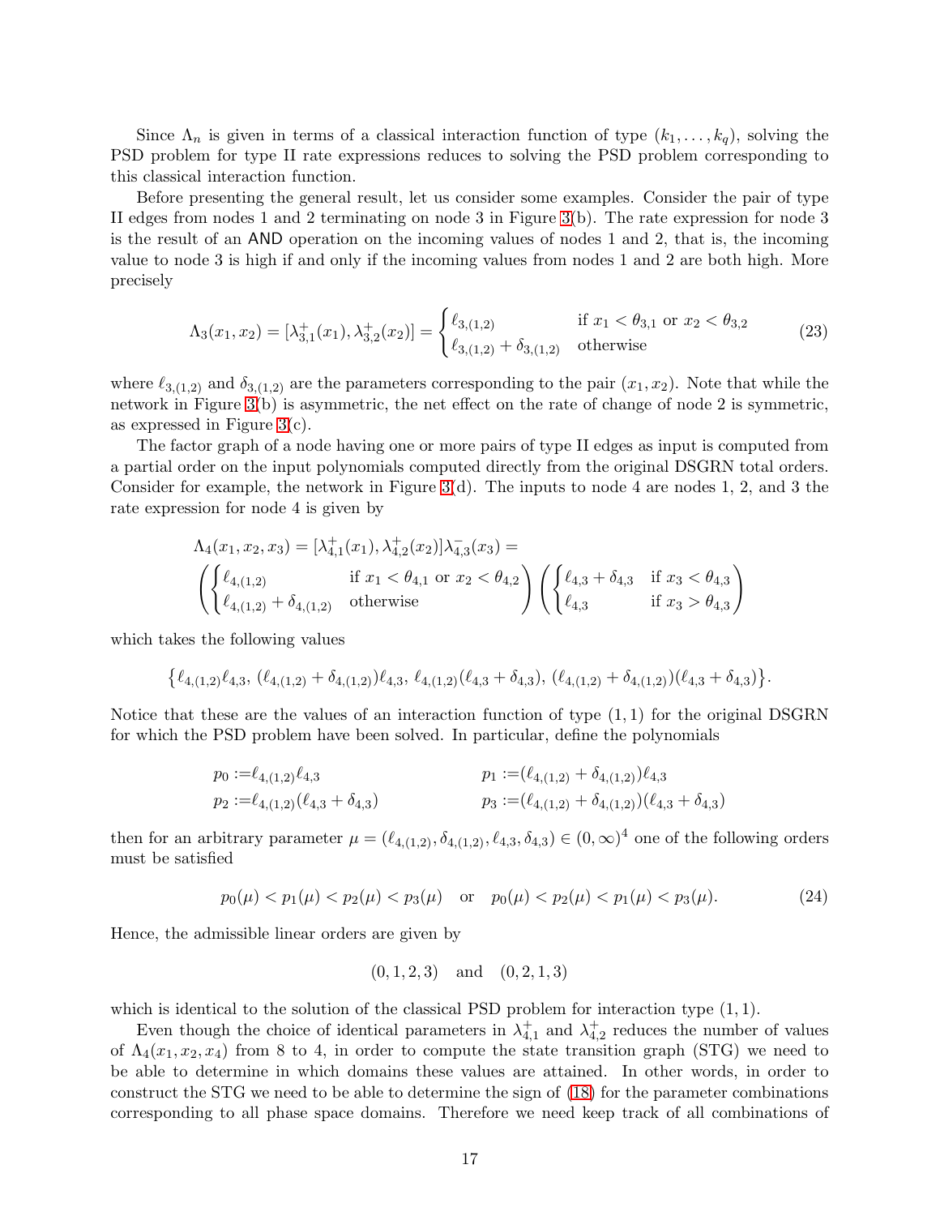Since $\Lambda_n$ is given in terms of a classical interaction function of type $(k_1, \ldots, k_q)$, solving the PSD problem for type II rate expressions reduces to solving the PSD problem corresponding to this classical interaction function.

Before presenting the general result, let us consider some examples. Consider the pair of type II edges from nodes 1 and 2 terminating on node 3 in Figure 3(b). The rate expression for node 3 is the result of an AND operation on the incoming values of nodes 1 and 2, that is, the incoming value to node 3 is high if and only if the incoming values from nodes 1 and 2 are both high. More precisely

$$\Lambda_3(x_1, x_2) = [\lambda^+_{3,1}(x_1), \lambda^+_{3,2}(x_2)] = \begin{cases} \ell_{3,(1,2)} & \text{if } x_1 < \theta_{3,1} \text{ or } x_2 < \theta_{3,2} \\ \ell_{3,(1,2)} + \delta_{3,(1,2)} & \text{otherwise} \end{cases} \tag{23}$$

where $\ell_{3,(1,2)}$ and $\delta_{3,(1,2)}$ are the parameters corresponding to the pair $(x_1, x_2)$. Note that while the network in Figure 3(b) is asymmetric, the net effect on the rate of change of node 2 is symmetric, as expressed in Figure 3(c).

The factor graph of a node having one or more pairs of type II edges as input is computed from a partial order on the input polynomials computed directly from the original DSGRN total orders. Consider for example, the network in Figure 3(d). The inputs to node 4 are nodes 1, 2, and 3 the rate expression for node 4 is given by

$$\Lambda_4(x_1, x_2, x_3) = [\lambda^+_{4,1}(x_1), \lambda^+_{4,2}(x_2)]\lambda^-_{4,3}(x_3) =$$
$$\left(\begin{cases} \ell_{4,(1,2)} & \text{if } x_1 < \theta_{4,1} \text{ or } x_2 < \theta_{4,2} \\ \ell_{4,(1,2)} + \delta_{4,(1,2)} & \text{otherwise} \end{cases}\right) \left(\begin{cases} \ell_{4,3} + \delta_{4,3} & \text{if } x_3 < \theta_{4,3} \\ \ell_{4,3} & \text{if } x_3 > \theta_{4,3} \end{cases}\right)$$

which takes the following values

$$\left\{\ell_{4,(1,2)}\ell_{4,3},\ (\ell_{4,(1,2)} + \delta_{4,(1,2)})\ell_{4,3},\ \ell_{4,(1,2)}(\ell_{4,3} + \delta_{4,3}),\ (\ell_{4,(1,2)} + \delta_{4,(1,2)})(\ell_{4,3} + \delta_{4,3})\right\}.$$

Notice that these are the values of an interaction function of type $(1,1)$ for the original DSGRN for which the PSD problem have been solved. In particular, define the polynomials

$$p_0 := \ell_{4,(1,2)}\ell_{4,3} \qquad\qquad p_1 := (\ell_{4,(1,2)} + \delta_{4,(1,2)})\ell_{4,3}$$
$$p_2 := \ell_{4,(1,2)}(\ell_{4,3} + \delta_{4,3}) \qquad\qquad p_3 := (\ell_{4,(1,2)} + \delta_{4,(1,2)})(\ell_{4,3} + \delta_{4,3})$$

then for an arbitrary parameter $\mu = (\ell_{4,(1,2)}, \delta_{4,(1,2)}, \ell_{4,3}, \delta_{4,3}) \in (0,\infty)^4$ one of the following orders must be satisfied

$$p_0(\mu) < p_1(\mu) < p_2(\mu) < p_3(\mu) \quad \text{or} \quad p_0(\mu) < p_2(\mu) < p_1(\mu) < p_3(\mu). \tag{24}$$

Hence, the admissible linear orders are given by

$$(0,1,2,3) \quad \text{and} \quad (0,2,1,3)$$

which is identical to the solution of the classical PSD problem for interaction type $(1,1)$.

Even though the choice of identical parameters in $\lambda^+_{4,1}$ and $\lambda^+_{4,2}$ reduces the number of values of $\Lambda_4(x_1, x_2, x_4)$ from 8 to 4, in order to compute the state transition graph (STG) we need to be able to determine in which domains these values are attained. In other words, in order to construct the STG we need to be able to determine the sign of (18) for the parameter combinations corresponding to all phase space domains. Therefore we need keep track of all combinations of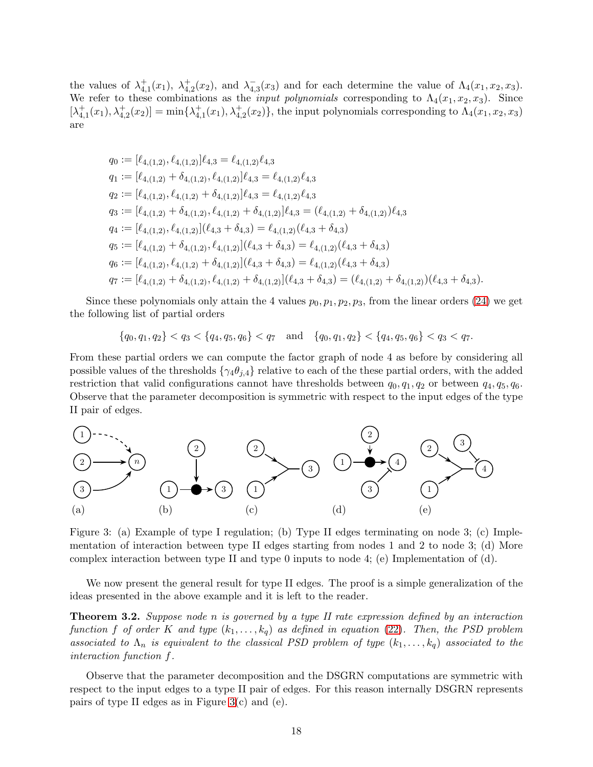the values of $\lambda^+_{4,1}(x_1)$, $\lambda^+_{4,2}(x_2)$, and $\lambda^-_{4,3}(x_3)$ and for each determine the value of $\Lambda_4(x_1, x_2, x_3)$. We refer to these combinations as the *input polynomials* corresponding to $\Lambda_4(x_1, x_2, x_3)$. Since $[\lambda^+_{4,1}(x_1), \lambda^+_{4,2}(x_2)] = \min\{\lambda^+_{4,1}(x_1), \lambda^+_{4,2}(x_2)\}$, the input polynomials corresponding to $\Lambda_4(x_1, x_2, x_3)$ are

$$
\begin{aligned}
q_0 &:= [\ell_{4,(1,2)}, \ell_{4,(1,2)}]\ell_{4,3} = \ell_{4,(1,2)}\ell_{4,3} \\
q_1 &:= [\ell_{4,(1,2)} + \delta_{4,(1,2)}, \ell_{4,(1,2)}]\ell_{4,3} = \ell_{4,(1,2)}\ell_{4,3} \\
q_2 &:= [\ell_{4,(1,2)}, \ell_{4,(1,2)} + \delta_{4,(1,2)}]\ell_{4,3} = \ell_{4,(1,2)}\ell_{4,3} \\
q_3 &:= [\ell_{4,(1,2)} + \delta_{4,(1,2)}, \ell_{4,(1,2)} + \delta_{4,(1,2)}]\ell_{4,3} = (\ell_{4,(1,2)} + \delta_{4,(1,2)})\ell_{4,3} \\
q_4 &:= [\ell_{4,(1,2)}, \ell_{4,(1,2)}](\ell_{4,3} + \delta_{4,3}) = \ell_{4,(1,2)}(\ell_{4,3} + \delta_{4,3}) \\
q_5 &:= [\ell_{4,(1,2)} + \delta_{4,(1,2)}, \ell_{4,(1,2)}](\ell_{4,3} + \delta_{4,3}) = \ell_{4,(1,2)}(\ell_{4,3} + \delta_{4,3}) \\
q_6 &:= [\ell_{4,(1,2)}, \ell_{4,(1,2)} + \delta_{4,(1,2)}](\ell_{4,3} + \delta_{4,3}) = \ell_{4,(1,2)}(\ell_{4,3} + \delta_{4,3}) \\
q_7 &:= [\ell_{4,(1,2)} + \delta_{4,(1,2)}, \ell_{4,(1,2)} + \delta_{4,(1,2)}](\ell_{4,3} + \delta_{4,3}) = (\ell_{4,(1,2)} + \delta_{4,(1,2)})(\ell_{4,3} + \delta_{4,3}).
\end{aligned}
$$

Since these polynomials only attain the 4 values $p_0, p_1, p_2, p_3$, from the linear orders (24) we get the following list of partial orders

$$
\{q_0, q_1, q_2\} < q_3 < \{q_4, q_5, q_6\} < q_7 \quad \text{and} \quad \{q_0, q_1, q_2\} < \{q_4, q_5, q_6\} < q_3 < q_7.
$$

From these partial orders we can compute the factor graph of node 4 as before by considering all possible values of the thresholds $\{\gamma_4\theta_{j,4}\}$ relative to each of the these partial orders, with the added restriction that valid configurations cannot have thresholds between $q_0, q_1, q_2$ or between $q_4, q_5, q_6$. Observe that the parameter decomposition is symmetric with respect to the input edges of the type II pair of edges.

Figure 3: (a) Example of type I regulation; (b) Type II edges terminating on node 3; (c) Implementation of interaction between type II edges starting from nodes 1 and 2 to node 3; (d) More complex interaction between type II and type 0 inputs to node 4; (e) Implementation of (d).

We now present the general result for type II edges. The proof is a simple generalization of the ideas presented in the above example and it is left to the reader.

**Theorem 3.2.** *Suppose node $n$ is governed by a type II rate expression defined by an interaction function $f$ of order $K$ and type $(k_1, \dots, k_q)$ as defined in equation (22). Then, the PSD problem associated to $\Lambda_n$ is equivalent to the classical PSD problem of type $(k_1, \dots, k_q)$ associated to the interaction function $f$.*

Observe that the parameter decomposition and the DSGRN computations are symmetric with respect to the input edges to a type II pair of edges. For this reason internally DSGRN represents pairs of type II edges as in Figure 3(c) and (e).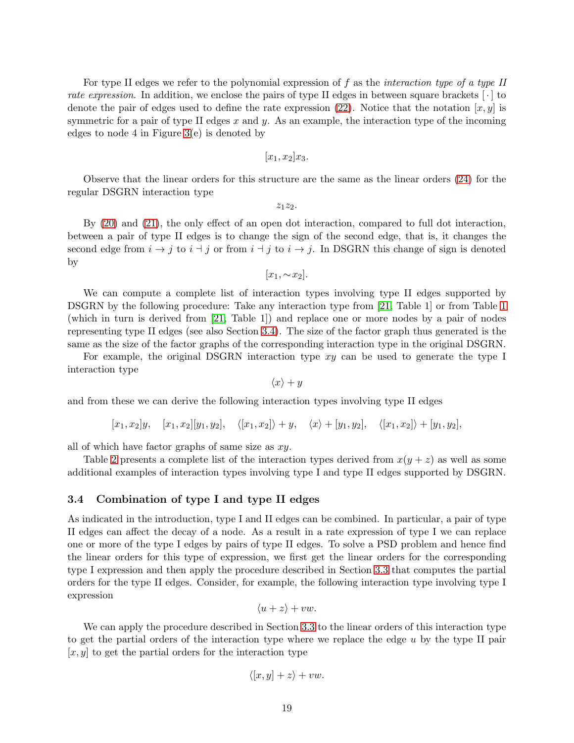For type II edges we refer to the polynomial expression of $f$ as the *interaction type of a type II rate expression*. In addition, we enclose the pairs of type II edges in between square brackets $[\cdot]$ to denote the pair of edges used to define the rate expression (22). Notice that the notation $[x, y]$ is symmetric for a pair of type II edges $x$ and $y$. As an example, the interaction type of the incoming edges to node 4 in Figure 3(e) is denoted by

$$[x_1, x_2]x_3.$$

Observe that the linear orders for this structure are the same as the linear orders (24) for the regular DSGRN interaction type

$$z_1 z_2.$$

By (20) and (21), the only effect of an open dot interaction, compared to full dot interaction, between a pair of type II edges is to change the sign of the second edge, that is, it changes the second edge from $i \to j$ to $i \dashv j$ or from $i \dashv j$ to $i \to j$. In DSGRN this change of sign is denoted by

$$[x_1, \sim x_2].$$

We can compute a complete list of interaction types involving type II edges supported by DSGRN by the following procedure: Take any interaction type from [21, Table 1] or from Table 1 (which in turn is derived from [21, Table 1]) and replace one or more nodes by a pair of nodes representing type II edges (see also Section 3.4). The size of the factor graph thus generated is the same as the size of the factor graphs of the corresponding interaction type in the original DSGRN.

For example, the original DSGRN interaction type $xy$ can be used to generate the type I interaction type

$$\langle x \rangle + y$$

and from these we can derive the following interaction types involving type II edges

$$[x_1, x_2]y, \quad [x_1, x_2][y_1, y_2], \quad \langle [x_1, x_2] \rangle + y, \quad \langle x \rangle + [y_1, y_2], \quad \langle [x_1, x_2] \rangle + [y_1, y_2],$$

all of which have factor graphs of same size as $xy$.

Table 2 presents a complete list of the interaction types derived from $x(y + z)$ as well as some additional examples of interaction types involving type I and type II edges supported by DSGRN.

### 3.4 Combination of type I and type II edges

As indicated in the introduction, type I and II edges can be combined. In particular, a pair of type II edges can affect the decay of a node. As a result in a rate expression of type I we can replace one or more of the type I edges by pairs of type II edges. To solve a PSD problem and hence find the linear orders for this type of expression, we first get the linear orders for the corresponding type I expression and then apply the procedure described in Section 3.3 that computes the partial orders for the type II edges. Consider, for example, the following interaction type involving type I expression

$$\langle u + z \rangle + vw.$$

We can apply the procedure described in Section 3.3 to the linear orders of this interaction type to get the partial orders of the interaction type where we replace the edge $u$ by the type II pair $[x, y]$ to get the partial orders for the interaction type

$$\langle [x, y] + z \rangle + vw.$$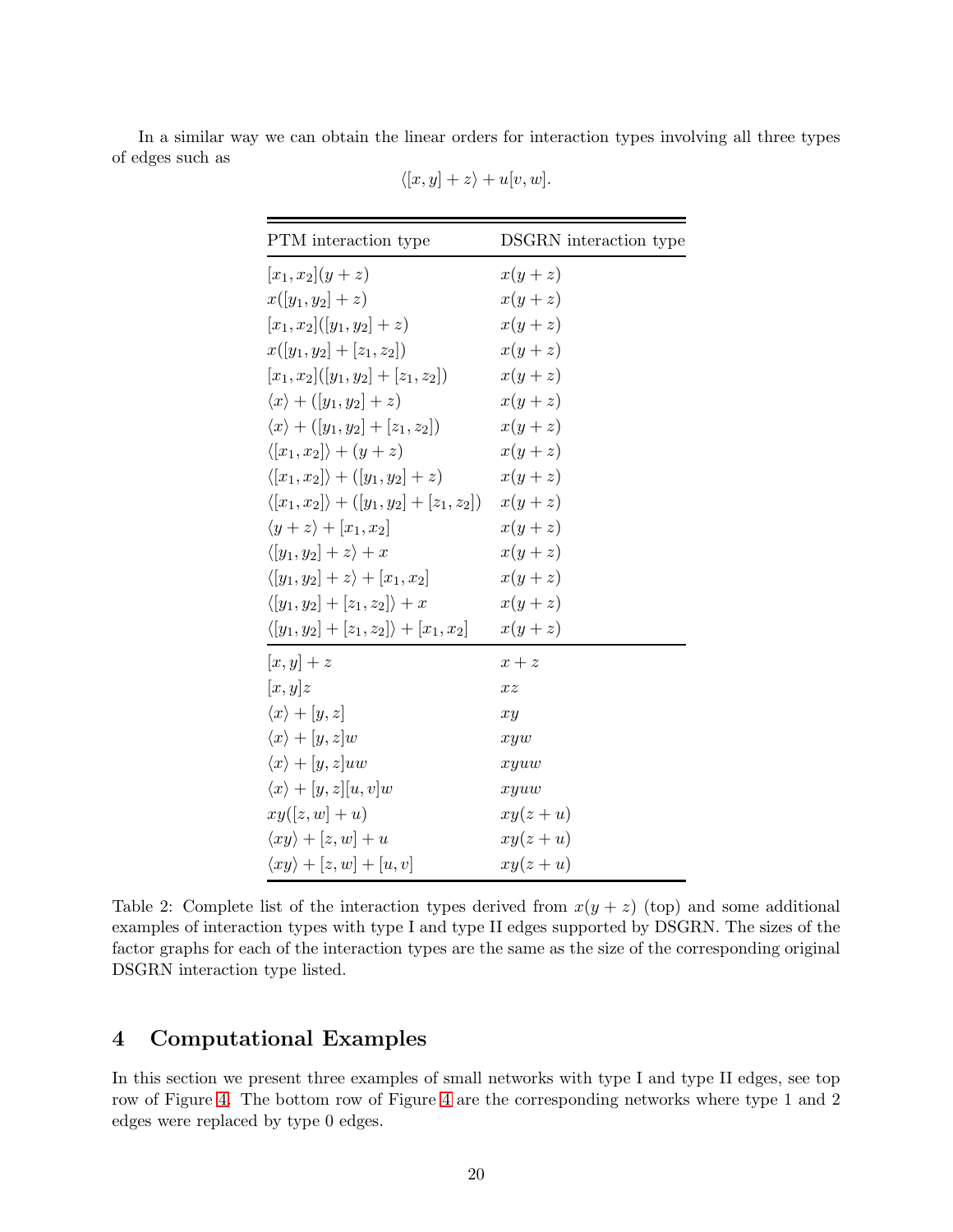In a similar way we can obtain the linear orders for interaction types involving all three types of edges such as

$$\langle [x, y] + z\rangle + u[v, w].$$

| PTM interaction type | DSGRN interaction type |
|---|---|
| $[x_1, x_2](y + z)$ | $x(y + z)$ |
| $x([y_1, y_2] + z)$ | $x(y + z)$ |
| $[x_1, x_2]([y_1, y_2] + z)$ | $x(y + z)$ |
| $x([y_1, y_2] + [z_1, z_2])$ | $x(y + z)$ |
| $[x_1, x_2]([y_1, y_2] + [z_1, z_2])$ | $x(y + z)$ |
| $\langle x\rangle + ([y_1, y_2] + z)$ | $x(y + z)$ |
| $\langle x\rangle + ([y_1, y_2] + [z_1, z_2])$ | $x(y + z)$ |
| $\langle [x_1, x_2]\rangle + (y + z)$ | $x(y + z)$ |
| $\langle [x_1, x_2]\rangle + ([y_1, y_2] + z)$ | $x(y + z)$ |
| $\langle [x_1, x_2]\rangle + ([y_1, y_2] + [z_1, z_2])$ | $x(y + z)$ |
| $\langle y + z\rangle + [x_1, x_2]$ | $x(y + z)$ |
| $\langle [y_1, y_2] + z\rangle + x$ | $x(y + z)$ |
| $\langle [y_1, y_2] + z\rangle + [x_1, x_2]$ | $x(y + z)$ |
| $\langle [y_1, y_2] + [z_1, z_2]\rangle + x$ | $x(y + z)$ |
| $\langle [y_1, y_2] + [z_1, z_2]\rangle + [x_1, x_2]$ | $x(y + z)$ |
| $[x, y] + z$ | $x + z$ |
| $[x, y]z$ | $xz$ |
| $\langle x\rangle + [y, z]$ | $xy$ |
| $\langle x\rangle + [y, z]w$ | $xyw$ |
| $\langle x\rangle + [y, z]uw$ | $xyuw$ |
| $\langle x\rangle + [y, z][u, v]w$ | $xyuw$ |
| $xy([z, w] + u)$ | $xy(z + u)$ |
| $\langle xy\rangle + [z, w] + u$ | $xy(z + u)$ |
| $\langle xy\rangle + [z, w] + [u, v]$ | $xy(z + u)$ |

Table 2: Complete list of the interaction types derived from $x(y + z)$ (top) and some additional examples of interaction types with type I and type II edges supported by DSGRN. The sizes of the factor graphs for each of the interaction types are the same as the size of the corresponding original DSGRN interaction type listed.

# 4 Computational Examples

In this section we present three examples of small networks with type I and type II edges, see top row of Figure 4. The bottom row of Figure 4 are the corresponding networks where type 1 and 2 edges were replaced by type 0 edges.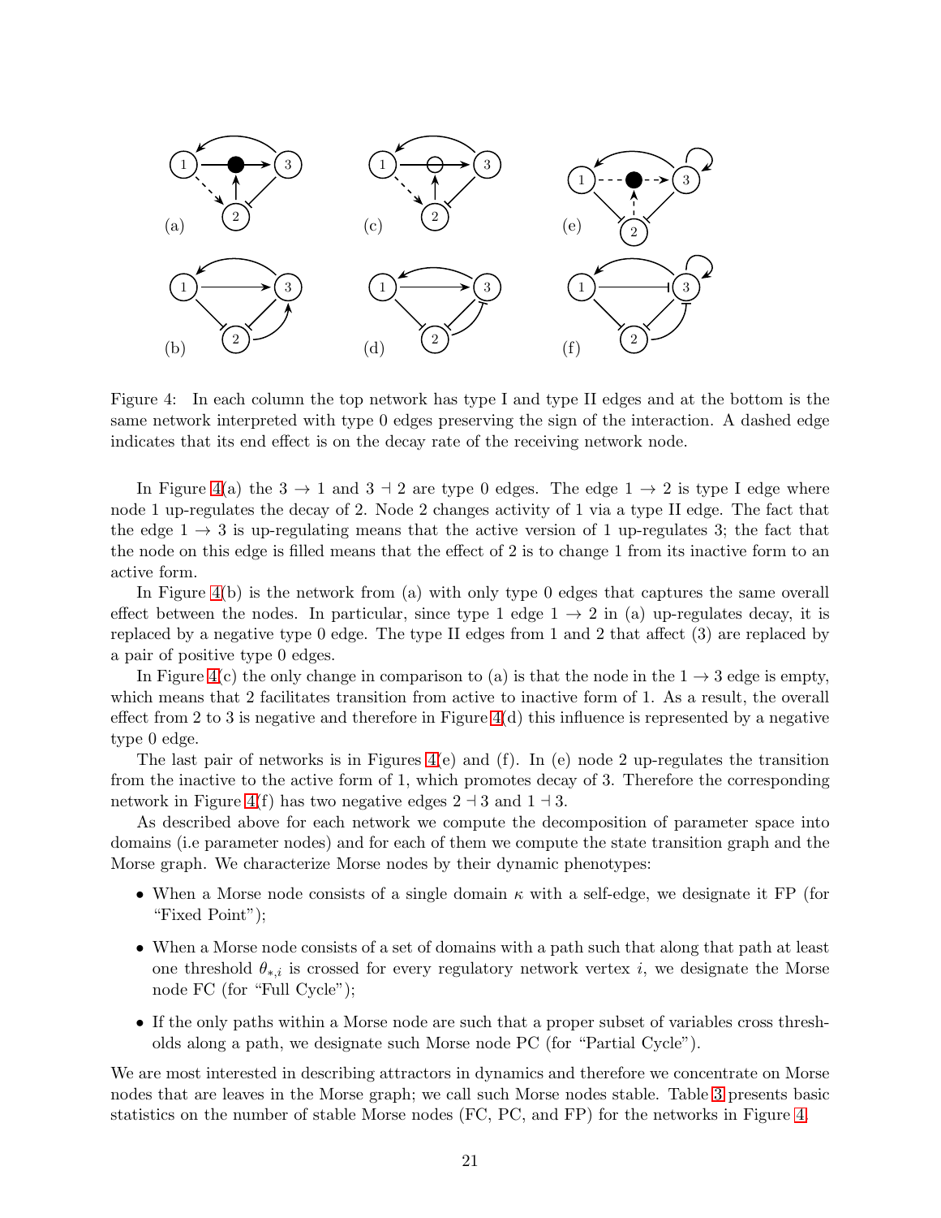Figure 4: In each column the top network has type I and type II edges and at the bottom is the same network interpreted with type 0 edges preserving the sign of the interaction. A dashed edge indicates that its end effect is on the decay rate of the receiving network node.

In Figure 4(a) the $3 \to 1$ and $3 \dashv 2$ are type 0 edges. The edge $1 \to 2$ is type I edge where node 1 up-regulates the decay of 2. Node 2 changes activity of 1 via a type II edge. The fact that the edge $1 \to 3$ is up-regulating means that the active version of 1 up-regulates 3; the fact that the node on this edge is filled means that the effect of 2 is to change 1 from its inactive form to an active form.

In Figure 4(b) is the network from (a) with only type 0 edges that captures the same overall effect between the nodes. In particular, since type 1 edge $1 \to 2$ in (a) up-regulates decay, it is replaced by a negative type 0 edge. The type II edges from 1 and 2 that affect (3) are replaced by a pair of positive type 0 edges.

In Figure 4(c) the only change in comparison to (a) is that the node in the $1 \to 3$ edge is empty, which means that 2 facilitates transition from active to inactive form of 1. As a result, the overall effect from 2 to 3 is negative and therefore in Figure 4(d) this influence is represented by a negative type 0 edge.

The last pair of networks is in Figures 4(e) and (f). In (e) node 2 up-regulates the transition from the inactive to the active form of 1, which promotes decay of 3. Therefore the corresponding network in Figure 4(f) has two negative edges $2 \dashv 3$ and $1 \dashv 3$.

As described above for each network we compute the decomposition of parameter space into domains (i.e parameter nodes) and for each of them we compute the state transition graph and the Morse graph. We characterize Morse nodes by their dynamic phenotypes:

- When a Morse node consists of a single domain $\kappa$ with a self-edge, we designate it FP (for "Fixed Point");
- When a Morse node consists of a set of domains with a path such that along that path at least one threshold $\theta_{*,i}$ is crossed for every regulatory network vertex $i$, we designate the Morse node FC (for "Full Cycle");
- If the only paths within a Morse node are such that a proper subset of variables cross thresholds along a path, we designate such Morse node PC (for "Partial Cycle").

We are most interested in describing attractors in dynamics and therefore we concentrate on Morse nodes that are leaves in the Morse graph; we call such Morse nodes stable. Table 3 presents basic statistics on the number of stable Morse nodes (FC, PC, and FP) for the networks in Figure 4.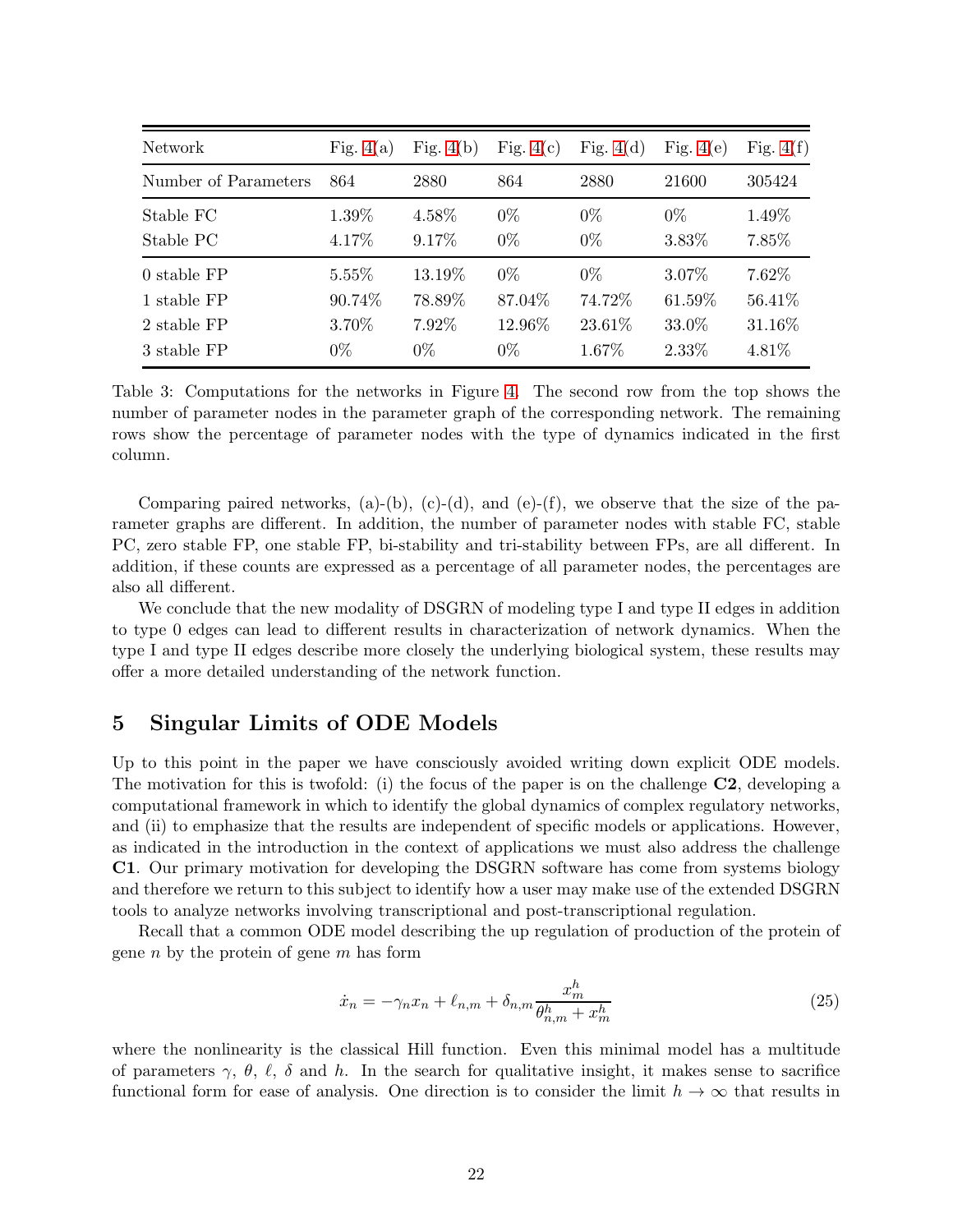| Network | Fig. 4(a) | Fig. 4(b) | Fig. 4(c) | Fig. 4(d) | Fig. 4(e) | Fig. 4(f) |
|---|---|---|---|---|---|---|
| Number of Parameters | 864 | 2880 | 864 | 2880 | 21600 | 305424 |
| Stable FC | 1.39% | 4.58% | 0% | 0% | 0% | 1.49% |
| Stable PC | 4.17% | 9.17% | 0% | 0% | 3.83% | 7.85% |
| 0 stable FP | 5.55% | 13.19% | 0% | 0% | 3.07% | 7.62% |
| 1 stable FP | 90.74% | 78.89% | 87.04% | 74.72% | 61.59% | 56.41% |
| 2 stable FP | 3.70% | 7.92% | 12.96% | 23.61% | 33.0% | 31.16% |
| 3 stable FP | 0% | 0% | 0% | 1.67% | 2.33% | 4.81% |

Table 3: Computations for the networks in Figure 4. The second row from the top shows the number of parameter nodes in the parameter graph of the corresponding network. The remaining rows show the percentage of parameter nodes with the type of dynamics indicated in the first column.

Comparing paired networks, (a)-(b), (c)-(d), and (e)-(f), we observe that the size of the parameter graphs are different. In addition, the number of parameter nodes with stable FC, stable PC, zero stable FP, one stable FP, bi-stability and tri-stability between FPs, are all different. In addition, if these counts are expressed as a percentage of all parameter nodes, the percentages are also all different.

We conclude that the new modality of DSGRN of modeling type I and type II edges in addition to type 0 edges can lead to different results in characterization of network dynamics. When the type I and type II edges describe more closely the underlying biological system, these results may offer a more detailed understanding of the network function.

## 5 Singular Limits of ODE Models

Up to this point in the paper we have consciously avoided writing down explicit ODE models. The motivation for this is twofold: (i) the focus of the paper is on the challenge **C2**, developing a computational framework in which to identify the global dynamics of complex regulatory networks, and (ii) to emphasize that the results are independent of specific models or applications. However, as indicated in the introduction in the context of applications we must also address the challenge **C1**. Our primary motivation for developing the DSGRN software has come from systems biology and therefore we return to this subject to identify how a user may make use of the extended DSGRN tools to analyze networks involving transcriptional and post-transcriptional regulation.

Recall that a common ODE model describing the up regulation of production of the protein of gene $n$ by the protein of gene $m$ has form

$$\dot{x}_n = -\gamma_n x_n + \ell_{n,m} + \delta_{n,m} \frac{x_m^h}{\theta_{n,m}^h + x_m^h} \tag{25}$$

where the nonlinearity is the classical Hill function. Even this minimal model has a multitude of parameters $\gamma$, $\theta$, $\ell$, $\delta$ and $h$. In the search for qualitative insight, it makes sense to sacrifice functional form for ease of analysis. One direction is to consider the limit $h \to \infty$ that results in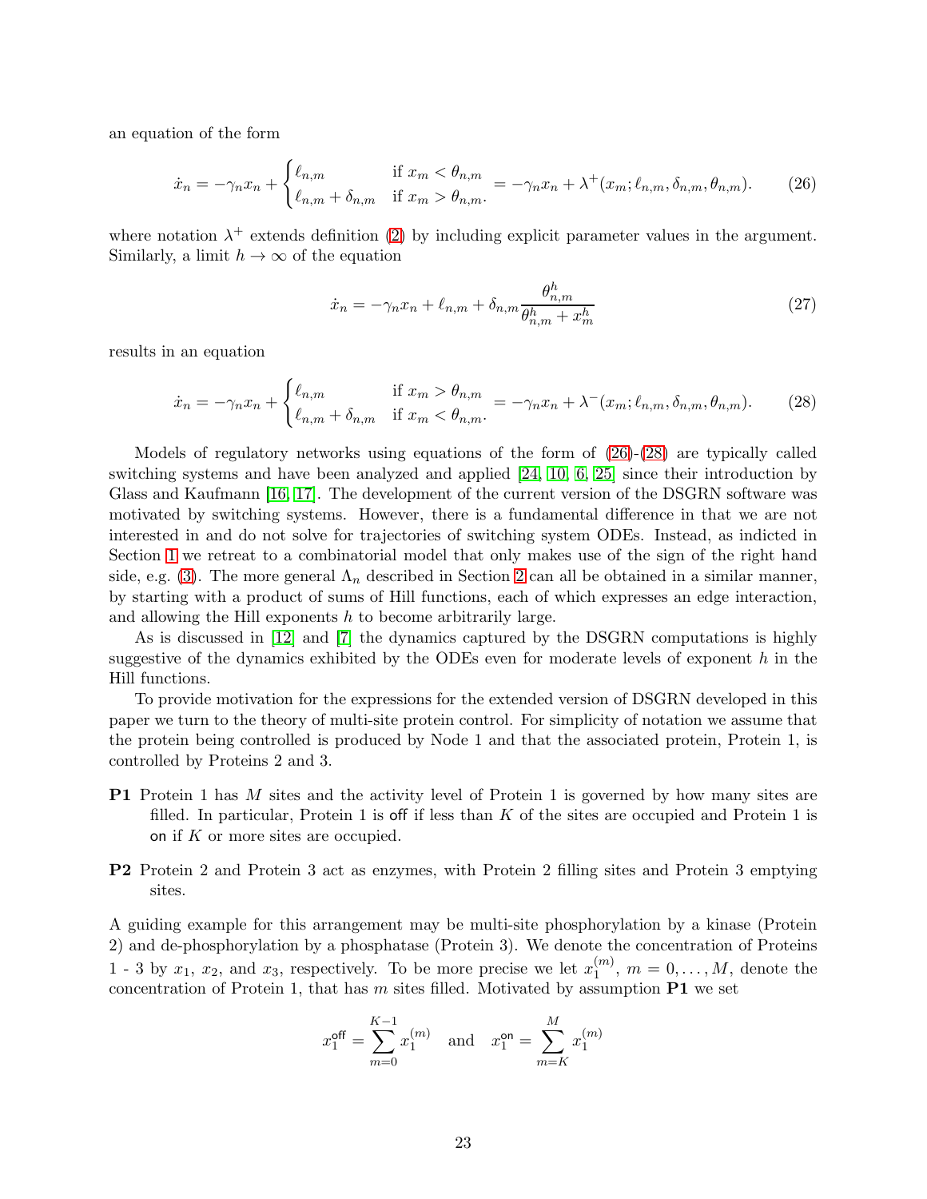an equation of the form

$$\dot{x}_n = -\gamma_n x_n + \begin{cases} \ell_{n,m} & \text{if } x_m < \theta_{n,m} \\ \ell_{n,m} + \delta_{n,m} & \text{if } x_m > \theta_{n,m}. \end{cases} = -\gamma_n x_n + \lambda^+(x_m; \ell_{n,m}, \delta_{n,m}, \theta_{n,m}). \tag{26}$$

where notation $\lambda^+$ extends definition (2) by including explicit parameter values in the argument. Similarly, a limit $h \to \infty$ of the equation

$$\dot{x}_n = -\gamma_n x_n + \ell_{n,m} + \delta_{n,m} \frac{\theta_{n,m}^h}{\theta_{n,m}^h + x_m^h} \tag{27}$$

results in an equation

$$\dot{x}_n = -\gamma_n x_n + \begin{cases} \ell_{n,m} & \text{if } x_m > \theta_{n,m} \\ \ell_{n,m} + \delta_{n,m} & \text{if } x_m < \theta_{n,m}. \end{cases} = -\gamma_n x_n + \lambda^-(x_m; \ell_{n,m}, \delta_{n,m}, \theta_{n,m}). \tag{28}$$

Models of regulatory networks using equations of the form of (26)-(28) are typically called switching systems and have been analyzed and applied [24, 10, 6, 25] since their introduction by Glass and Kaufmann [16, 17]. The development of the current version of the DSGRN software was motivated by switching systems. However, there is a fundamental difference in that we are not interested in and do not solve for trajectories of switching system ODEs. Instead, as indicted in Section 1 we retreat to a combinatorial model that only makes use of the sign of the right hand side, e.g. (3). The more general $\Lambda_n$ described in Section 2 can all be obtained in a similar manner, by starting with a product of sums of Hill functions, each of which expresses an edge interaction, and allowing the Hill exponents $h$ to become arbitrarily large.

As is discussed in [12] and [7] the dynamics captured by the DSGRN computations is highly suggestive of the dynamics exhibited by the ODEs even for moderate levels of exponent $h$ in the Hill functions.

To provide motivation for the expressions for the extended version of DSGRN developed in this paper we turn to the theory of multi-site protein control. For simplicity of notation we assume that the protein being controlled is produced by Node 1 and that the associated protein, Protein 1, is controlled by Proteins 2 and 3.

**P1** Protein 1 has $M$ sites and the activity level of Protein 1 is governed by how many sites are filled. In particular, Protein 1 is off if less than $K$ of the sites are occupied and Protein 1 is on if $K$ or more sites are occupied.

**P2** Protein 2 and Protein 3 act as enzymes, with Protein 2 filling sites and Protein 3 emptying sites.

A guiding example for this arrangement may be multi-site phosphorylation by a kinase (Protein 2) and de-phosphorylation by a phosphatase (Protein 3). We denote the concentration of Proteins 1 - 3 by $x_1$, $x_2$, and $x_3$, respectively. To be more precise we let $x_1^{(m)}$, $m = 0, \dots, M$, denote the concentration of Protein 1, that has $m$ sites filled. Motivated by assumption **P1** we set

$$x_1^{\mathsf{off}} = \sum_{m=0}^{K-1} x_1^{(m)} \quad \text{and} \quad x_1^{\mathsf{on}} = \sum_{m=K}^{M} x_1^{(m)}$$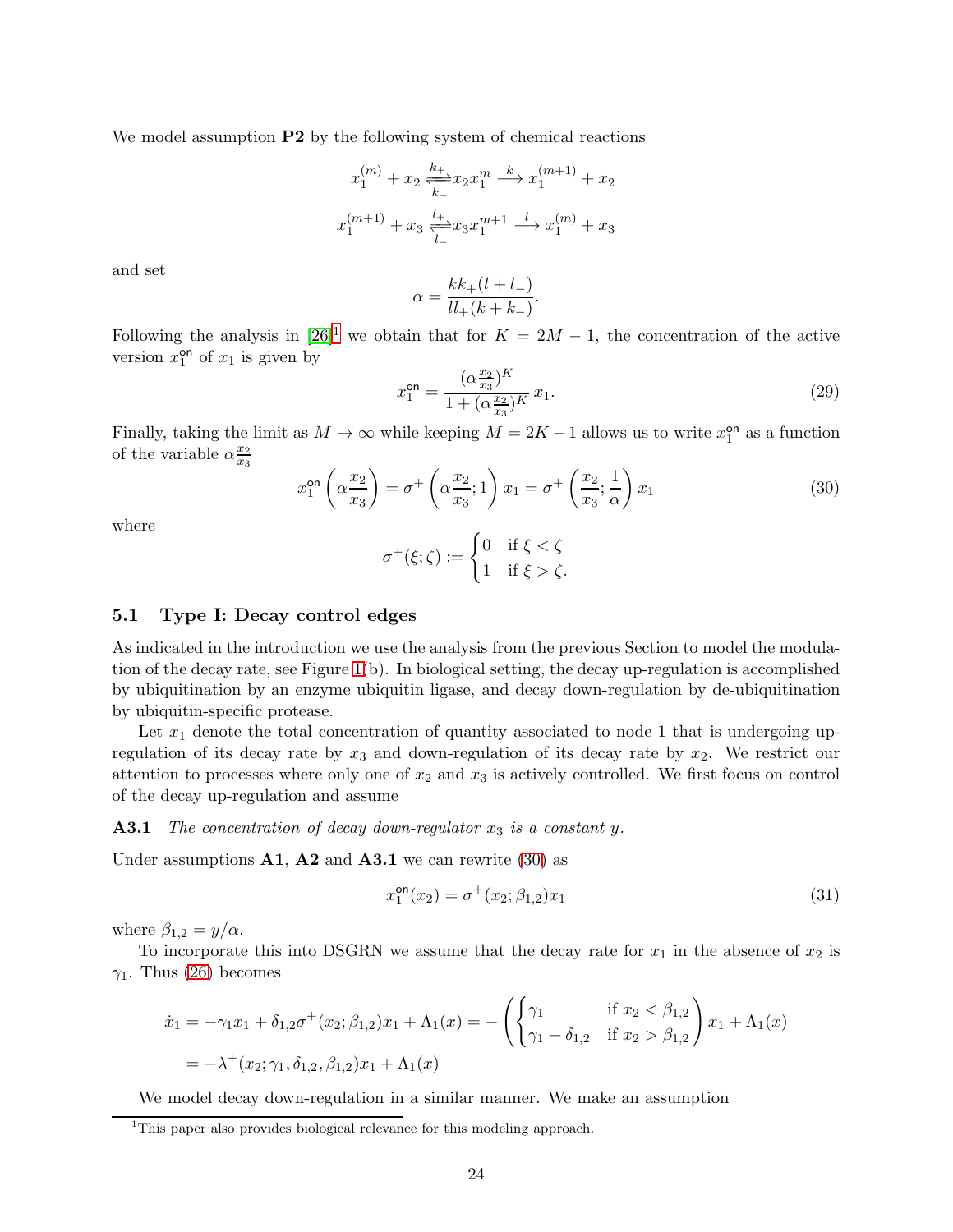We model assumption **P2** by the following system of chemical reactions

$$x_1^{(m)} + x_2 \underset{k_-}{\overset{k_+}{\rightleftharpoons}} x_2 x_1^m \overset{k}{\longrightarrow} x_1^{(m+1)} + x_2$$

$$x_1^{(m+1)} + x_3 \underset{l_-}{\overset{l_+}{\rightleftharpoons}} x_3 x_1^{m+1} \overset{l}{\longrightarrow} x_1^{(m)} + x_3$$

and set

$$\alpha = \frac{k k_+ (l + l_-)}{l l_+ (k + k_-)}.$$

Following the analysis in [26][1] we obtain that for $K = 2M - 1$, the concentration of the active version $x_1^{\text{on}}$ of $x_1$ is given by

$$x_1^{\text{on}} = \frac{(\alpha \frac{x_2}{x_3})^K}{1 + (\alpha \frac{x_2}{x_3})^K}\, x_1. \tag{29}$$

Finally, taking the limit as $M \to \infty$ while keeping $M = 2K - 1$ allows us to write $x_1^{\text{on}}$ as a function of the variable $\alpha \frac{x_2}{x_3}$

$$x_1^{\text{on}}\left(\alpha \frac{x_2}{x_3}\right) = \sigma^+\left(\alpha \frac{x_2}{x_3}; 1\right) x_1 = \sigma^+\left(\frac{x_2}{x_3}; \frac{1}{\alpha}\right) x_1 \tag{30}$$

where

$$\sigma^+(\xi; \zeta) := \begin{cases} 0 & \text{if } \xi < \zeta \\ 1 & \text{if } \xi > \zeta. \end{cases}$$

### 5.1 Type I: Decay control edges

As indicated in the introduction we use the analysis from the previous Section to model the modulation of the decay rate, see Figure 1(b). In biological setting, the decay up-regulation is accomplished by ubiquitination by an enzyme ubiquitin ligase, and decay down-regulation by de-ubiquitination by ubiquitin-specific protease.

Let $x_1$ denote the total concentration of quantity associated to node 1 that is undergoing up-regulation of its decay rate by $x_3$ and down-regulation of its decay rate by $x_2$. We restrict our attention to processes where only one of $x_2$ and $x_3$ is actively controlled. We first focus on control of the decay up-regulation and assume

**A3.1** *The concentration of decay down-regulator $x_3$ is a constant $y$.*

Under assumptions **A1**, **A2** and **A3.1** we can rewrite (30) as

$$x_1^{\text{on}}(x_2) = \sigma^+(x_2; \beta_{1,2}) x_1 \tag{31}$$

where $\beta_{1,2} = y/\alpha$.

To incorporate this into DSGRN we assume that the decay rate for $x_1$ in the absence of $x_2$ is $\gamma_1$. Thus (26) becomes

$$\begin{aligned}
\dot{x}_1 &= -\gamma_1 x_1 + \delta_{1,2}\sigma^+(x_2; \beta_{1,2}) x_1 + \Lambda_1(x) = -\left(\begin{cases} \gamma_1 & \text{if } x_2 < \beta_{1,2} \\ \gamma_1 + \delta_{1,2} & \text{if } x_2 > \beta_{1,2} \end{cases}\right) x_1 + \Lambda_1(x) \\
&= -\lambda^+(x_2; \gamma_1, \delta_{1,2}, \beta_{1,2}) x_1 + \Lambda_1(x)
\end{aligned}$$

We model decay down-regulation in a similar manner. We make an assumption

[1] This paper also provides biological relevance for this modeling approach.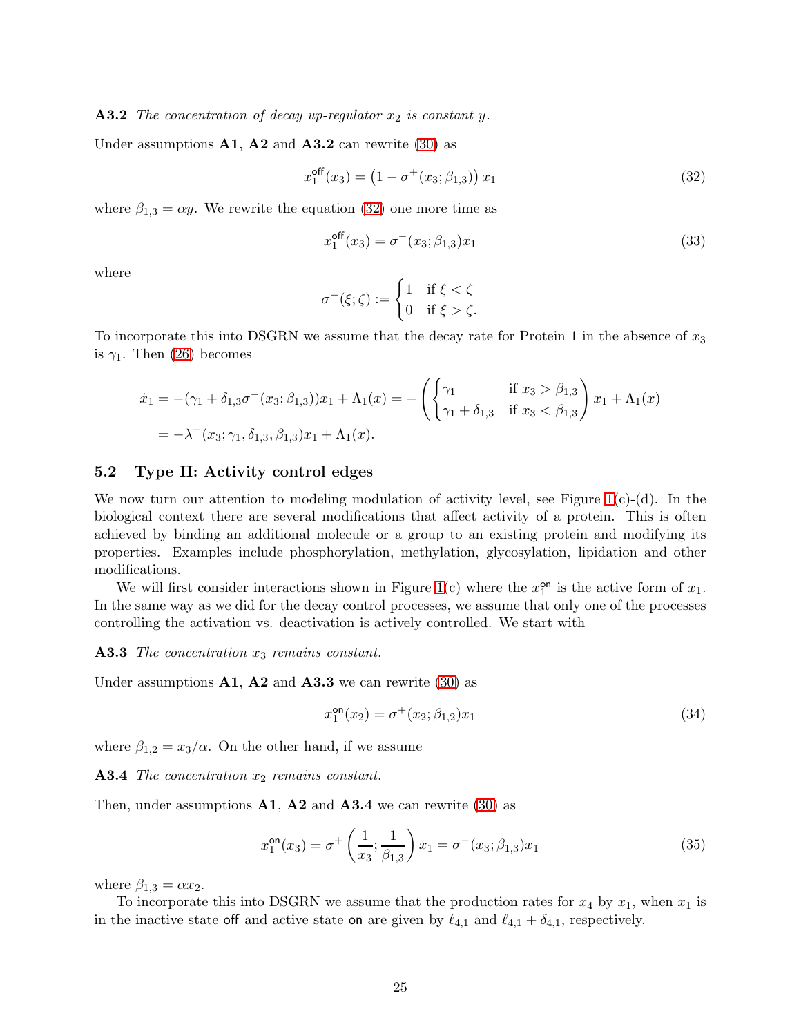**A3.2** *The concentration of decay up-regulator $x_2$ is constant $y$.*

Under assumptions **A1**, **A2** and **A3.2** can rewrite (30) as

$$x_1^{\mathsf{off}}(x_3) = \left(1 - \sigma^+(x_3; \beta_{1,3})\right) x_1 \tag{32}$$

where $\beta_{1,3} = \alpha y$. We rewrite the equation (32) one more time as

$$x_1^{\mathsf{off}}(x_3) = \sigma^-(x_3; \beta_{1,3}) x_1 \tag{33}$$

where

$$\sigma^-(\xi; \zeta) := \begin{cases} 1 & \text{if } \xi < \zeta \\ 0 & \text{if } \xi > \zeta. \end{cases}$$

To incorporate this into DSGRN we assume that the decay rate for Protein 1 in the absence of $x_3$ is $\gamma_1$. Then (26) becomes

$$\begin{aligned}
\dot{x}_1 &= -(\gamma_1 + \delta_{1,3}\sigma^-(x_3; \beta_{1,3}))x_1 + \Lambda_1(x) = -\left( \begin{cases} \gamma_1 & \text{if } x_3 > \beta_{1,3} \\ \gamma_1 + \delta_{1,3} & \text{if } x_3 < \beta_{1,3} \end{cases} \right) x_1 + \Lambda_1(x) \\
&= -\lambda^-(x_3; \gamma_1, \delta_{1,3}, \beta_{1,3})x_1 + \Lambda_1(x).
\end{aligned}$$

## 5.2 Type II: Activity control edges

We now turn our attention to modeling modulation of activity level, see Figure 1(c)-(d). In the biological context there are several modifications that affect activity of a protein. This is often achieved by binding an additional molecule or a group to an existing protein and modifying its properties. Examples include phosphorylation, methylation, glycosylation, lipidation and other modifications.

We will first consider interactions shown in Figure 1(c) where the $x_1^{\mathsf{on}}$ is the active form of $x_1$. In the same way as we did for the decay control processes, we assume that only one of the processes controlling the activation vs. deactivation is actively controlled. We start with

**A3.3** *The concentration $x_3$ remains constant.*

Under assumptions **A1**, **A2** and **A3.3** we can rewrite (30) as

$$x_1^{\mathsf{on}}(x_2) = \sigma^+(x_2; \beta_{1,2}) x_1 \tag{34}$$

where $\beta_{1,2} = x_3/\alpha$. On the other hand, if we assume

**A3.4** *The concentration $x_2$ remains constant.*

Then, under assumptions **A1**, **A2** and **A3.4** we can rewrite (30) as

$$x_1^{\mathsf{on}}(x_3) = \sigma^+\left(\frac{1}{x_3}; \frac{1}{\beta_{1,3}}\right) x_1 = \sigma^-(x_3; \beta_{1,3}) x_1 \tag{35}$$

where $\beta_{1,3} = \alpha x_2$.

To incorporate this into DSGRN we assume that the production rates for $x_4$ by $x_1$, when $x_1$ is in the inactive state $\mathsf{off}$ and active state $\mathsf{on}$ are given by $\ell_{4,1}$ and $\ell_{4,1} + \delta_{4,1}$, respectively.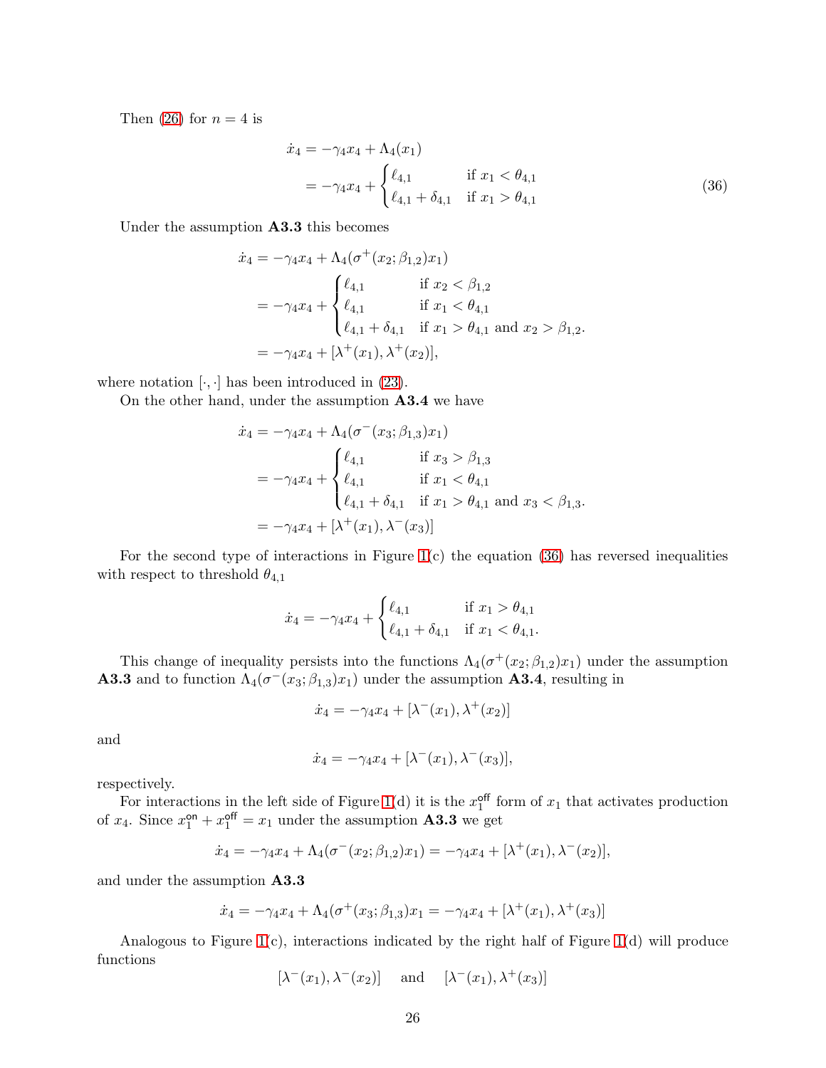Then (26) for $n = 4$ is

$$
\begin{aligned}
\dot{x}_4 &= -\gamma_4 x_4 + \Lambda_4(x_1) \\
&= -\gamma_4 x_4 + \begin{cases} \ell_{4,1} & \text{if } x_1 < \theta_{4,1} \\ \ell_{4,1} + \delta_{4,1} & \text{if } x_1 > \theta_{4,1} \end{cases}
\end{aligned}
\tag{36}
$$

Under the assumption **A3.3** this becomes

$$
\begin{aligned}
\dot{x}_4 &= -\gamma_4 x_4 + \Lambda_4(\sigma^+(x_2; \beta_{1,2}) x_1) \\
&= -\gamma_4 x_4 + \begin{cases} \ell_{4,1} & \text{if } x_2 < \beta_{1,2} \\ \ell_{4,1} & \text{if } x_1 < \theta_{4,1} \\ \ell_{4,1} + \delta_{4,1} & \text{if } x_1 > \theta_{4,1} \text{ and } x_2 > \beta_{1,2}. \end{cases} \\
&= -\gamma_4 x_4 + [\lambda^+(x_1), \lambda^+(x_2)],
\end{aligned}
$$

where notation $[\cdot,\cdot]$ has been introduced in (23).

On the other hand, under the assumption **A3.4** we have

$$
\begin{aligned}
\dot{x}_4 &= -\gamma_4 x_4 + \Lambda_4(\sigma^-(x_3; \beta_{1,3}) x_1) \\
&= -\gamma_4 x_4 + \begin{cases} \ell_{4,1} & \text{if } x_3 > \beta_{1,3} \\ \ell_{4,1} & \text{if } x_1 < \theta_{4,1} \\ \ell_{4,1} + \delta_{4,1} & \text{if } x_1 > \theta_{4,1} \text{ and } x_3 < \beta_{1,3}. \end{cases} \\
&= -\gamma_4 x_4 + [\lambda^+(x_1), \lambda^-(x_3)]
\end{aligned}
$$

For the second type of interactions in Figure 1(c) the equation (36) has reversed inequalities with respect to threshold $\theta_{4,1}$

$$
\dot{x}_4 = -\gamma_4 x_4 + \begin{cases} \ell_{4,1} & \text{if } x_1 > \theta_{4,1} \\ \ell_{4,1} + \delta_{4,1} & \text{if } x_1 < \theta_{4,1}. \end{cases}
$$

This change of inequality persists into the functions $\Lambda_4(\sigma^+(x_2; \beta_{1,2}) x_1)$ under the assumption **A3.3** and to function $\Lambda_4(\sigma^-(x_3; \beta_{1,3}) x_1)$ under the assumption **A3.4**, resulting in

$$
\dot{x}_4 = -\gamma_4 x_4 + [\lambda^-(x_1), \lambda^+(x_2)]
$$

and

$$
\dot{x}_4 = -\gamma_4 x_4 + [\lambda^-(x_1), \lambda^-(x_3)],
$$

respectively.

For interactions in the left side of Figure 1(d) it is the $x_1^{\mathsf{off}}$ form of $x_1$ that activates production of $x_4$. Since $x_1^{\mathsf{on}} + x_1^{\mathsf{off}} = x_1$ under the assumption **A3.3** we get

$$
\dot{x}_4 = -\gamma_4 x_4 + \Lambda_4(\sigma^-(x_2; \beta_{1,2}) x_1) = -\gamma_4 x_4 + [\lambda^+(x_1), \lambda^-(x_2)],
$$

and under the assumption **A3.3**

$$
\dot{x}_4 = -\gamma_4 x_4 + \Lambda_4(\sigma^+(x_3; \beta_{1,3}) x_1 = -\gamma_4 x_4 + [\lambda^+(x_1), \lambda^+(x_3)]
$$

Analogous to Figure 1(c), interactions indicated by the right half of Figure 1(d) will produce functions

$$
[\lambda^-(x_1), \lambda^-(x_2)] \quad \text{and} \quad [\lambda^-(x_1), \lambda^+(x_3)]
$$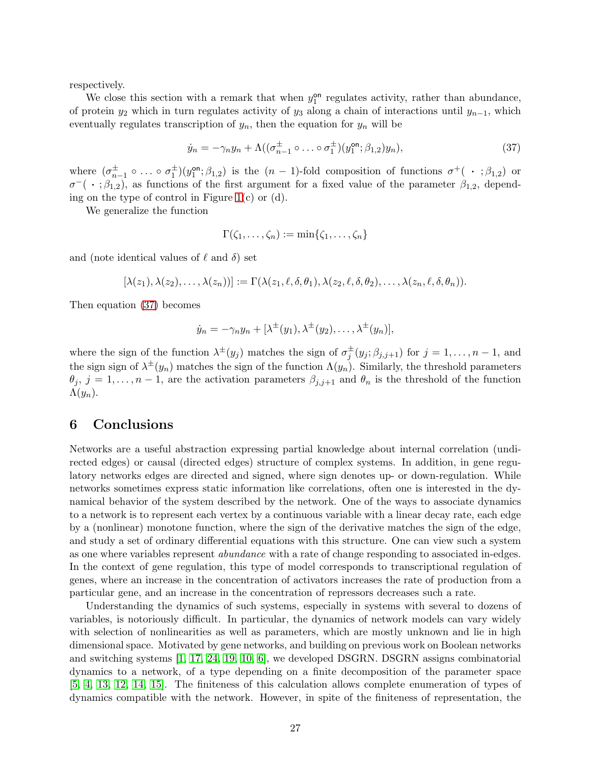respectively.

We close this section with a remark that when $y_1^{\mathsf{on}}$ regulates activity, rather than abundance, of protein $y_2$ which in turn regulates activity of $y_3$ along a chain of interactions until $y_{n-1}$, which eventually regulates transcription of $y_n$, then the equation for $y_n$ will be

$$\dot{y}_n = -\gamma_n y_n + \Lambda((\sigma_{n-1}^{\pm} \circ \ldots \circ \sigma_1^{\pm})(y_1^{\mathsf{on}}; \beta_{1,2}) y_n), \tag{37}$$

where $(\sigma_{n-1}^{\pm} \circ \ldots \circ \sigma_1^{\pm})(y_1^{\mathsf{on}}; \beta_{1,2})$ is the $(n-1)$-fold composition of functions $\sigma^+(\,\cdot\,; \beta_{1,2})$ or $\sigma^-(\,\cdot\,; \beta_{1,2})$, as functions of the first argument for a fixed value of the parameter $\beta_{1,2}$, depending on the type of control in Figure 1(c) or (d).

We generalize the function

$$\Gamma(\zeta_1, \ldots, \zeta_n) := \min\{\zeta_1, \ldots, \zeta_n\}$$

and (note identical values of $\ell$ and $\delta$) set

$$[\lambda(z_1), \lambda(z_2), \ldots, \lambda(z_n))] := \Gamma(\lambda(z_1, \ell, \delta, \theta_1), \lambda(z_2, \ell, \delta, \theta_2), \ldots, \lambda(z_n, \ell, \delta, \theta_n)).$$

Then equation (37) becomes

$$\dot{y}_n = -\gamma_n y_n + [\lambda^{\pm}(y_1), \lambda^{\pm}(y_2), \ldots, \lambda^{\pm}(y_n)],$$

where the sign of the function $\lambda^{\pm}(y_j)$ matches the sign of $\sigma_j^{\pm}(y_j; \beta_{j,j+1})$ for $j = 1, \ldots, n-1$, and the sign sign of $\lambda^{\pm}(y_n)$ matches the sign of the function $\Lambda(y_n)$. Similarly, the threshold parameters $\theta_j$, $j = 1, \ldots, n-1$, are the activation parameters $\beta_{j,j+1}$ and $\theta_n$ is the threshold of the function $\Lambda(y_n)$.

# 6 Conclusions

Networks are a useful abstraction expressing partial knowledge about internal correlation (undirected edges) or causal (directed edges) structure of complex systems. In addition, in gene regulatory networks edges are directed and signed, where sign denotes up- or down-regulation. While networks sometimes express static information like correlations, often one is interested in the dynamical behavior of the system described by the network. One of the ways to associate dynamics to a network is to represent each vertex by a continuous variable with a linear decay rate, each edge by a (nonlinear) monotone function, where the sign of the derivative matches the sign of the edge, and study a set of ordinary differential equations with this structure. One can view such a system as one where variables represent *abundance* with a rate of change responding to associated in-edges. In the context of gene regulation, this type of model corresponds to transcriptional regulation of genes, where an increase in the concentration of activators increases the rate of production from a particular gene, and an increase in the concentration of repressors decreases such a rate.

Understanding the dynamics of such systems, especially in systems with several to dozens of variables, is notoriously difficult. In particular, the dynamics of network models can vary widely with selection of nonlinearities as well as parameters, which are mostly unknown and lie in high dimensional space. Motivated by gene networks, and building on previous work on Boolean networks and switching systems [1, 17, 24, 19, 10, 6], we developed DSGRN. DSGRN assigns combinatorial dynamics to a network, of a type depending on a finite decomposition of the parameter space [5, 4, 13, 12, 14, 15]. The finiteness of this calculation allows complete enumeration of types of dynamics compatible with the network. However, in spite of the finiteness of representation, the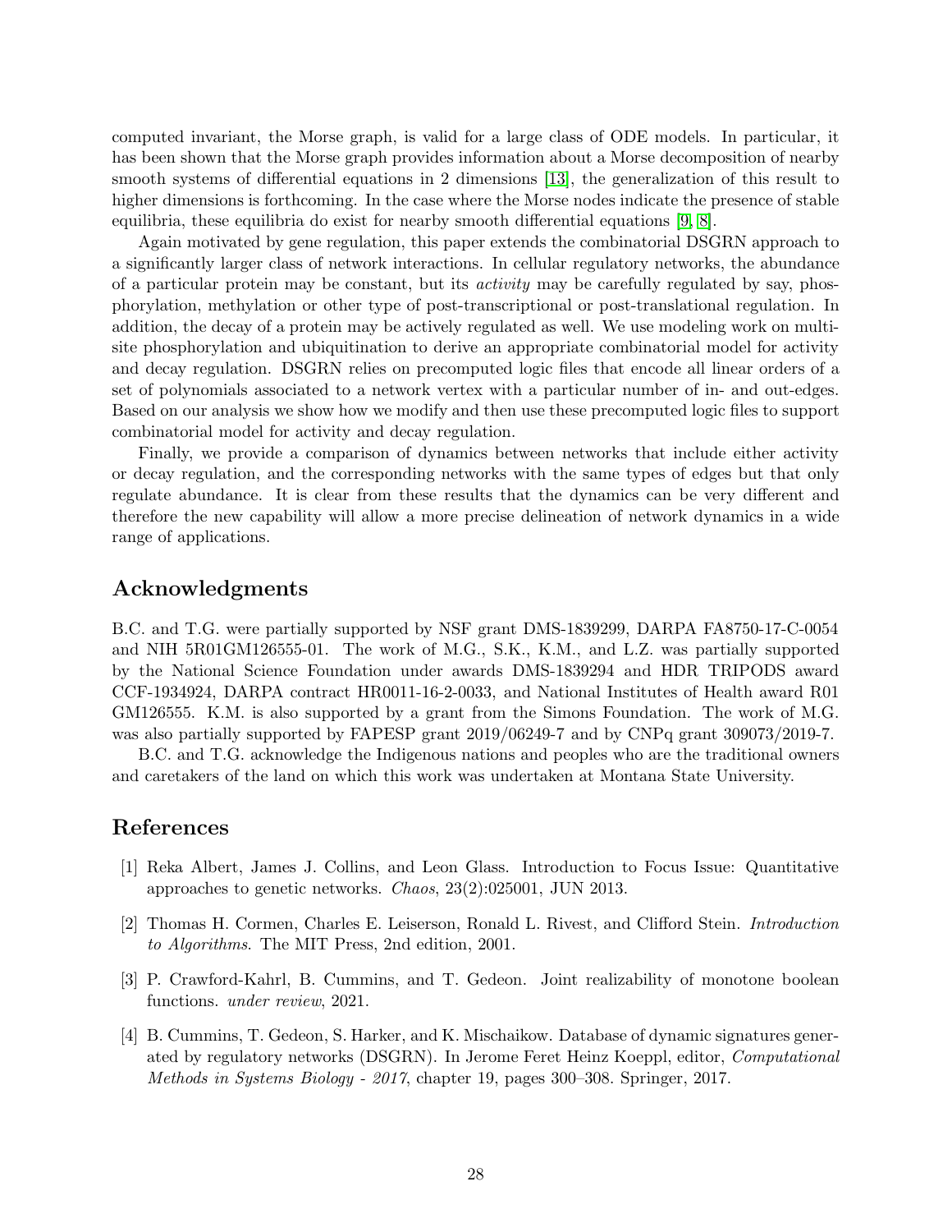computed invariant, the Morse graph, is valid for a large class of ODE models. In particular, it has been shown that the Morse graph provides information about a Morse decomposition of nearby smooth systems of differential equations in 2 dimensions [13], the generalization of this result to higher dimensions is forthcoming. In the case where the Morse nodes indicate the presence of stable equilibria, these equilibria do exist for nearby smooth differential equations [9, 8].

Again motivated by gene regulation, this paper extends the combinatorial DSGRN approach to a significantly larger class of network interactions. In cellular regulatory networks, the abundance of a particular protein may be constant, but its *activity* may be carefully regulated by say, phosphorylation, methylation or other type of post-transcriptional or post-translational regulation. In addition, the decay of a protein may be actively regulated as well. We use modeling work on multisite phosphorylation and ubiquitination to derive an appropriate combinatorial model for activity and decay regulation. DSGRN relies on precomputed logic files that encode all linear orders of a set of polynomials associated to a network vertex with a particular number of in- and out-edges. Based on our analysis we show how we modify and then use these precomputed logic files to support combinatorial model for activity and decay regulation.

Finally, we provide a comparison of dynamics between networks that include either activity or decay regulation, and the corresponding networks with the same types of edges but that only regulate abundance. It is clear from these results that the dynamics can be very different and therefore the new capability will allow a more precise delineation of network dynamics in a wide range of applications.

## Acknowledgments

B.C. and T.G. were partially supported by NSF grant DMS-1839299, DARPA FA8750-17-C-0054 and NIH 5R01GM126555-01. The work of M.G., S.K., K.M., and L.Z. was partially supported by the National Science Foundation under awards DMS-1839294 and HDR TRIPODS award CCF-1934924, DARPA contract HR0011-16-2-0033, and National Institutes of Health award R01 GM126555. K.M. is also supported by a grant from the Simons Foundation. The work of M.G. was also partially supported by FAPESP grant 2019/06249-7 and by CNPq grant 309073/2019-7.

B.C. and T.G. acknowledge the Indigenous nations and peoples who are the traditional owners and caretakers of the land on which this work was undertaken at Montana State University.

## References

[1] Reka Albert, James J. Collins, and Leon Glass. Introduction to Focus Issue: Quantitative approaches to genetic networks. *Chaos*, 23(2):025001, JUN 2013.

[2] Thomas H. Cormen, Charles E. Leiserson, Ronald L. Rivest, and Clifford Stein. *Introduction to Algorithms*. The MIT Press, 2nd edition, 2001.

[3] P. Crawford-Kahrl, B. Cummins, and T. Gedeon. Joint realizability of monotone boolean functions. *under review*, 2021.

[4] B. Cummins, T. Gedeon, S. Harker, and K. Mischaikow. Database of dynamic signatures generated by regulatory networks (DSGRN). In Jerome Feret Heinz Koeppl, editor, *Computational Methods in Systems Biology - 2017*, chapter 19, pages 300–308. Springer, 2017.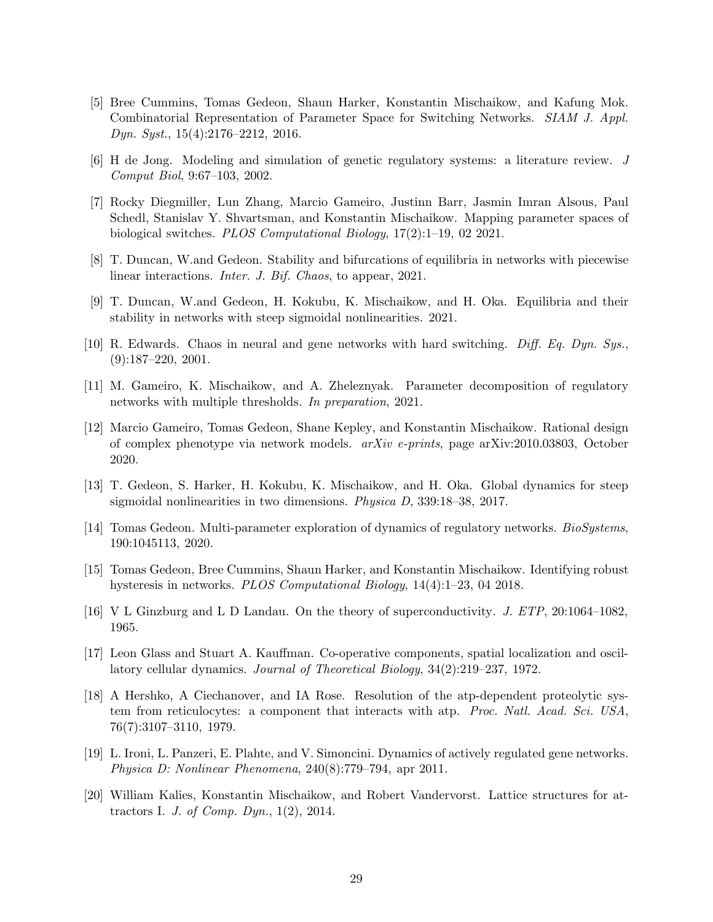[5] Bree Cummins, Tomas Gedeon, Shaun Harker, Konstantin Mischaikow, and Kafung Mok. Combinatorial Representation of Parameter Space for Switching Networks. *SIAM J. Appl. Dyn. Syst.*, 15(4):2176–2212, 2016.

[6] H de Jong. Modeling and simulation of genetic regulatory systems: a literature review. *J Comput Biol*, 9:67–103, 2002.

[7] Rocky Diegmiller, Lun Zhang, Marcio Gameiro, Justinn Barr, Jasmin Imran Alsous, Paul Schedl, Stanislav Y. Shvartsman, and Konstantin Mischaikow. Mapping parameter spaces of biological switches. *PLOS Computational Biology*, 17(2):1–19, 02 2021.

[8] T. Duncan, W.and Gedeon. Stability and bifurcations of equilibria in networks with piecewise linear interactions. *Inter. J. Bif. Chaos*, to appear, 2021.

[9] T. Duncan, W.and Gedeon, H. Kokubu, K. Mischaikow, and H. Oka. Equilibria and their stability in networks with steep sigmoidal nonlinearities. 2021.

[10] R. Edwards. Chaos in neural and gene networks with hard switching. *Diff. Eq. Dyn. Sys.*, (9):187–220, 2001.

[11] M. Gameiro, K. Mischaikow, and A. Zheleznyak. Parameter decomposition of regulatory networks with multiple thresholds. *In preparation*, 2021.

[12] Marcio Gameiro, Tomas Gedeon, Shane Kepley, and Konstantin Mischaikow. Rational design of complex phenotype via network models. *arXiv e-prints*, page arXiv:2010.03803, October 2020.

[13] T. Gedeon, S. Harker, H. Kokubu, K. Mischaikow, and H. Oka. Global dynamics for steep sigmoidal nonlinearities in two dimensions. *Physica D*, 339:18–38, 2017.

[14] Tomas Gedeon. Multi-parameter exploration of dynamics of regulatory networks. *BioSystems*, 190:1045113, 2020.

[15] Tomas Gedeon, Bree Cummins, Shaun Harker, and Konstantin Mischaikow. Identifying robust hysteresis in networks. *PLOS Computational Biology*, 14(4):1–23, 04 2018.

[16] V L Ginzburg and L D Landau. On the theory of superconductivity. *J. ETP*, 20:1064–1082, 1965.

[17] Leon Glass and Stuart A. Kauffman. Co-operative components, spatial localization and oscillatory cellular dynamics. *Journal of Theoretical Biology*, 34(2):219–237, 1972.

[18] A Hershko, A Ciechanover, and IA Rose. Resolution of the atp-dependent proteolytic system from reticulocytes: a component that interacts with atp. *Proc. Natl. Acad. Sci. USA*, 76(7):3107–3110, 1979.

[19] L. Ironi, L. Panzeri, E. Plahte, and V. Simoncini. Dynamics of actively regulated gene networks. *Physica D: Nonlinear Phenomena*, 240(8):779–794, apr 2011.

[20] William Kalies, Konstantin Mischaikow, and Robert Vandervorst. Lattice structures for attractors I. *J. of Comp. Dyn.*, 1(2), 2014.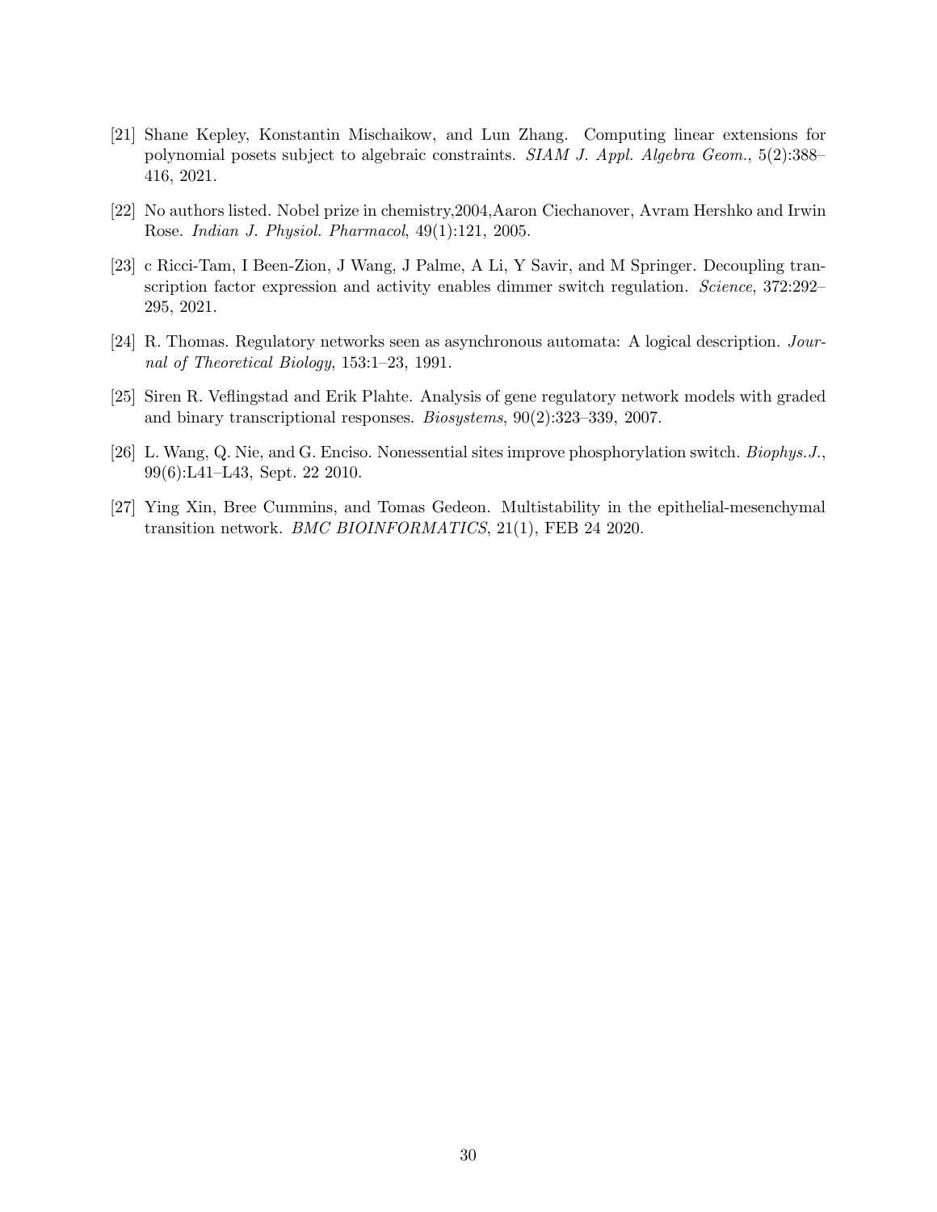[21] Shane Kepley, Konstantin Mischaikow, and Lun Zhang. Computing linear extensions for polynomial posets subject to algebraic constraints. *SIAM J. Appl. Algebra Geom.*, 5(2):388–416, 2021.

[22] No authors listed. Nobel prize in chemistry,2004,Aaron Ciechanover, Avram Hershko and Irwin Rose. *Indian J. Physiol. Pharmacol*, 49(1):121, 2005.

[23] c Ricci-Tam, I Been-Zion, J Wang, J Palme, A Li, Y Savir, and M Springer. Decoupling transcription factor expression and activity enables dimmer switch regulation. *Science*, 372:292–295, 2021.

[24] R. Thomas. Regulatory networks seen as asynchronous automata: A logical description. *Journal of Theoretical Biology*, 153:1–23, 1991.

[25] Siren R. Veflingstad and Erik Plahte. Analysis of gene regulatory network models with graded and binary transcriptional responses. *Biosystems*, 90(2):323–339, 2007.

[26] L. Wang, Q. Nie, and G. Enciso. Nonessential sites improve phosphorylation switch. *Biophys.J.*, 99(6):L41–L43, Sept. 22 2010.

[27] Ying Xin, Bree Cummins, and Tomas Gedeon. Multistability in the epithelial-mesenchymal transition network. *BMC BIOINFORMATICS*, 21(1), FEB 24 2020.